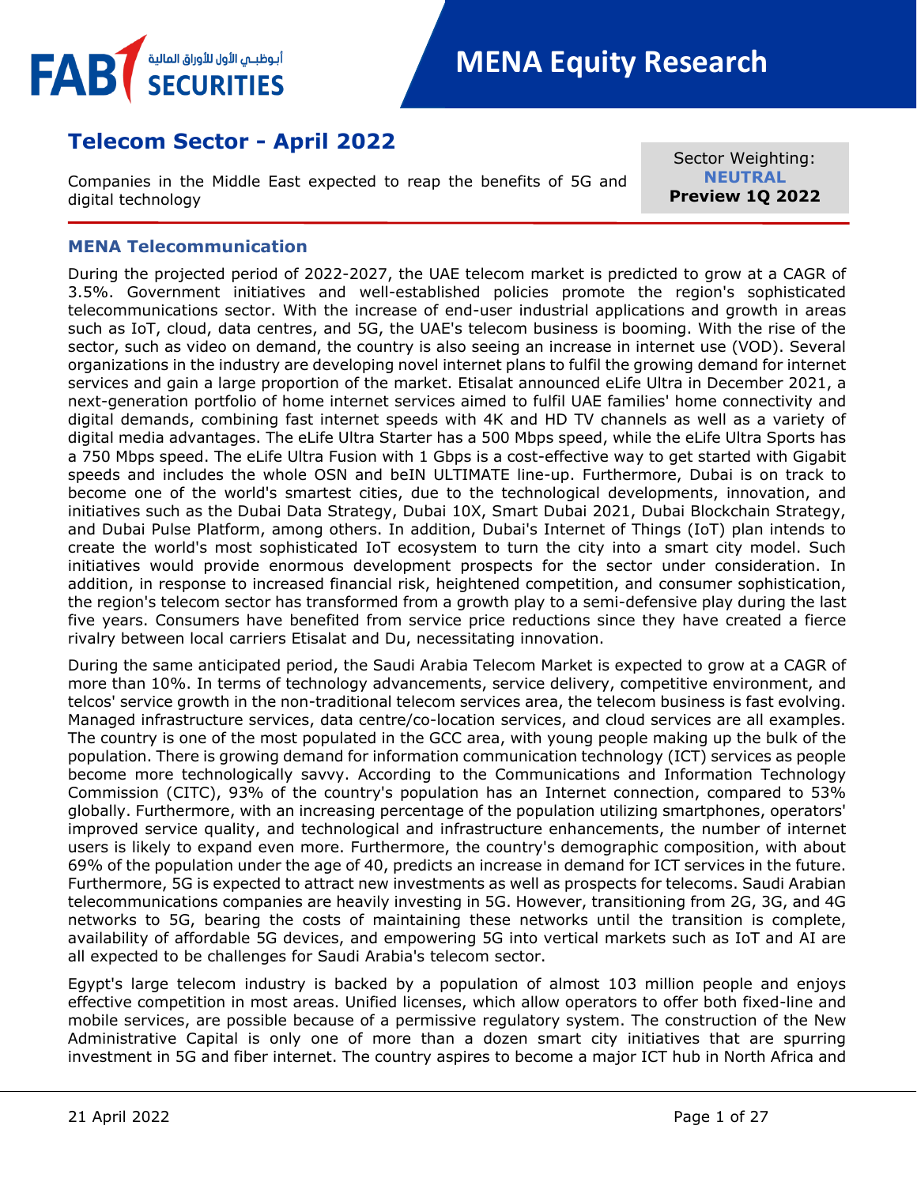# MENA Equity Research

## Telecom Sector - April 2022

Companies in the Middle East expected to reap the benefits of 5G and digital technology

Sector Weighting: **NEUTRAL**
**Preview 1Q 2022**

### MENA Telecommunication

During the projected period of 2022-2027, the UAE telecom market is predicted to grow at a CAGR of 3.5%. Government initiatives and well-established policies promote the region's sophisticated telecommunications sector. With the increase of end-user industrial applications and growth in areas such as IoT, cloud, data centres, and 5G, the UAE's telecom business is booming. With the rise of the sector, such as video on demand, the country is also seeing an increase in internet use (VOD). Several organizations in the industry are developing novel internet plans to fulfil the growing demand for internet services and gain a large proportion of the market. Etisalat announced eLife Ultra in December 2021, a next-generation portfolio of home internet services aimed to fulfil UAE families' home connectivity and digital demands, combining fast internet speeds with 4K and HD TV channels as well as a variety of digital media advantages. The eLife Ultra Starter has a 500 Mbps speed, while the eLife Ultra Sports has a 750 Mbps speed. The eLife Ultra Fusion with 1 Gbps is a cost-effective way to get started with Gigabit speeds and includes the whole OSN and beIN ULTIMATE line-up. Furthermore, Dubai is on track to become one of the world's smartest cities, due to the technological developments, innovation, and initiatives such as the Dubai Data Strategy, Dubai 10X, Smart Dubai 2021, Dubai Blockchain Strategy, and Dubai Pulse Platform, among others. In addition, Dubai's Internet of Things (IoT) plan intends to create the world's most sophisticated IoT ecosystem to turn the city into a smart city model. Such initiatives would provide enormous development prospects for the sector under consideration. In addition, in response to increased financial risk, heightened competition, and consumer sophistication, the region's telecom sector has transformed from a growth play to a semi-defensive play during the last five years. Consumers have benefited from service price reductions since they have created a fierce rivalry between local carriers Etisalat and Du, necessitating innovation.

During the same anticipated period, the Saudi Arabia Telecom Market is expected to grow at a CAGR of more than 10%. In terms of technology advancements, service delivery, competitive environment, and telcos' service growth in the non-traditional telecom services area, the telecom business is fast evolving. Managed infrastructure services, data centre/co-location services, and cloud services are all examples. The country is one of the most populated in the GCC area, with young people making up the bulk of the population. There is growing demand for information communication technology (ICT) services as people become more technologically savvy. According to the Communications and Information Technology Commission (CITC), 93% of the country's population has an Internet connection, compared to 53% globally. Furthermore, with an increasing percentage of the population utilizing smartphones, operators' improved service quality, and technological and infrastructure enhancements, the number of internet users is likely to expand even more. Furthermore, the country's demographic composition, with about 69% of the population under the age of 40, predicts an increase in demand for ICT services in the future. Furthermore, 5G is expected to attract new investments as well as prospects for telecoms. Saudi Arabian telecommunications companies are heavily investing in 5G. However, transitioning from 2G, 3G, and 4G networks to 5G, bearing the costs of maintaining these networks until the transition is complete, availability of affordable 5G devices, and empowering 5G into vertical markets such as IoT and AI are all expected to be challenges for Saudi Arabia's telecom sector.

Egypt's large telecom industry is backed by a population of almost 103 million people and enjoys effective competition in most areas. Unified licenses, which allow operators to offer both fixed-line and mobile services, are possible because of a permissive regulatory system. The construction of the New Administrative Capital is only one of more than a dozen smart city initiatives that are spurring investment in 5G and fiber internet. The country aspires to become a major ICT hub in North Africa and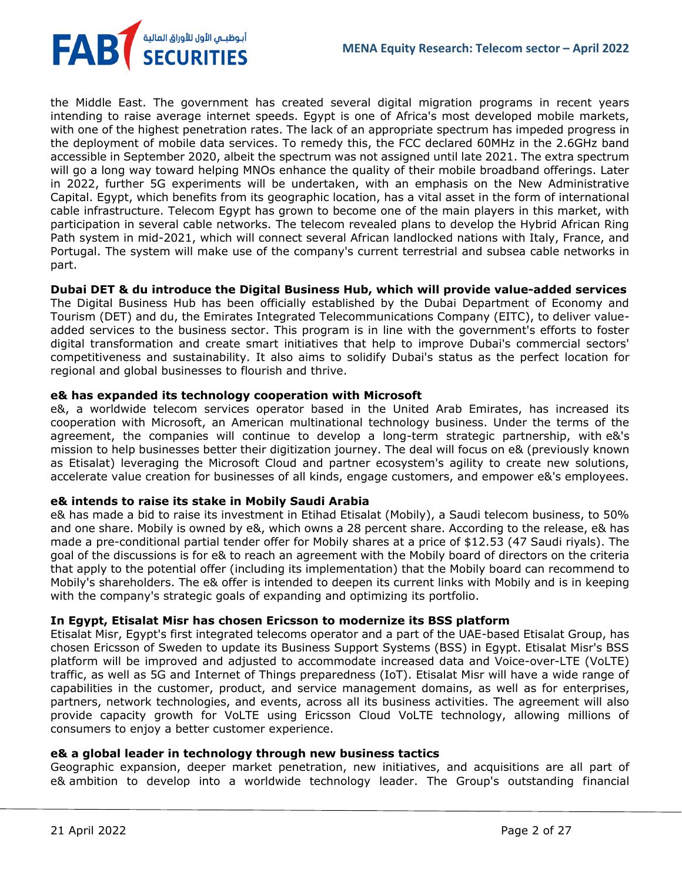the Middle East. The government has created several digital migration programs in recent years intending to raise average internet speeds. Egypt is one of Africa's most developed mobile markets, with one of the highest penetration rates. The lack of an appropriate spectrum has impeded progress in the deployment of mobile data services. To remedy this, the FCC declared 60MHz in the 2.6GHz band accessible in September 2020, albeit the spectrum was not assigned until late 2021. The extra spectrum will go a long way toward helping MNOs enhance the quality of their mobile broadband offerings. Later in 2022, further 5G experiments will be undertaken, with an emphasis on the New Administrative Capital. Egypt, which benefits from its geographic location, has a vital asset in the form of international cable infrastructure. Telecom Egypt has grown to become one of the main players in this market, with participation in several cable networks. The telecom revealed plans to develop the Hybrid African Ring Path system in mid-2021, which will connect several African landlocked nations with Italy, France, and Portugal. The system will make use of the company's current terrestrial and subsea cable networks in part.

**Dubai DET & du introduce the Digital Business Hub, which will provide value-added services**

The Digital Business Hub has been officially established by the Dubai Department of Economy and Tourism (DET) and du, the Emirates Integrated Telecommunications Company (EITC), to deliver value-added services to the business sector. This program is in line with the government's efforts to foster digital transformation and create smart initiatives that help to improve Dubai's commercial sectors' competitiveness and sustainability. It also aims to solidify Dubai's status as the perfect location for regional and global businesses to flourish and thrive.

**e& has expanded its technology cooperation with Microsoft**

e&, a worldwide telecom services operator based in the United Arab Emirates, has increased its cooperation with Microsoft, an American multinational technology business. Under the terms of the agreement, the companies will continue to develop a long-term strategic partnership, with e&'s mission to help businesses better their digitization journey. The deal will focus on e& (previously known as Etisalat) leveraging the Microsoft Cloud and partner ecosystem's agility to create new solutions, accelerate value creation for businesses of all kinds, engage customers, and empower e&'s employees.

**e& intends to raise its stake in Mobily Saudi Arabia**

e& has made a bid to raise its investment in Etihad Etisalat (Mobily), a Saudi telecom business, to 50% and one share. Mobily is owned by e&, which owns a 28 percent share. According to the release, e& has made a pre-conditional partial tender offer for Mobily shares at a price of $12.53 (47 Saudi riyals). The goal of the discussions is for e& to reach an agreement with the Mobily board of directors on the criteria that apply to the potential offer (including its implementation) that the Mobily board can recommend to Mobily's shareholders. The e& offer is intended to deepen its current links with Mobily and is in keeping with the company's strategic goals of expanding and optimizing its portfolio.

**In Egypt, Etisalat Misr has chosen Ericsson to modernize its BSS platform**

Etisalat Misr, Egypt's first integrated telecoms operator and a part of the UAE-based Etisalat Group, has chosen Ericsson of Sweden to update its Business Support Systems (BSS) in Egypt. Etisalat Misr's BSS platform will be improved and adjusted to accommodate increased data and Voice-over-LTE (VoLTE) traffic, as well as 5G and Internet of Things preparedness (IoT). Etisalat Misr will have a wide range of capabilities in the customer, product, and service management domains, as well as for enterprises, partners, network technologies, and events, across all its business activities. The agreement will also provide capacity growth for VoLTE using Ericsson Cloud VoLTE technology, allowing millions of consumers to enjoy a better customer experience.

**e& a global leader in technology through new business tactics**

Geographic expansion, deeper market penetration, new initiatives, and acquisitions are all part of e& ambition to develop into a worldwide technology leader. The Group's outstanding financial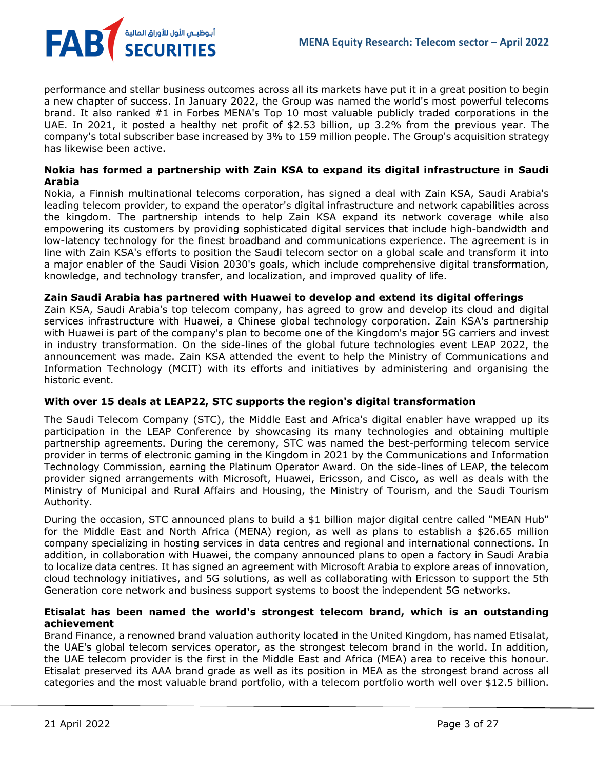performance and stellar business outcomes across all its markets have put it in a great position to begin a new chapter of success. In January 2022, the Group was named the world's most powerful telecoms brand. It also ranked #1 in Forbes MENA's Top 10 most valuable publicly traded corporations in the UAE. In 2021, it posted a healthy net profit of $2.53 billion, up 3.2% from the previous year. The company's total subscriber base increased by 3% to 159 million people. The Group's acquisition strategy has likewise been active.

**Nokia has formed a partnership with Zain KSA to expand its digital infrastructure in Saudi Arabia**

Nokia, a Finnish multinational telecoms corporation, has signed a deal with Zain KSA, Saudi Arabia's leading telecom provider, to expand the operator's digital infrastructure and network capabilities across the kingdom. The partnership intends to help Zain KSA expand its network coverage while also empowering its customers by providing sophisticated digital services that include high-bandwidth and low-latency technology for the finest broadband and communications experience. The agreement is in line with Zain KSA's efforts to position the Saudi telecom sector on a global scale and transform it into a major enabler of the Saudi Vision 2030's goals, which include comprehensive digital transformation, knowledge, and technology transfer, and localization, and improved quality of life.

**Zain Saudi Arabia has partnered with Huawei to develop and extend its digital offerings**

Zain KSA, Saudi Arabia's top telecom company, has agreed to grow and develop its cloud and digital services infrastructure with Huawei, a Chinese global technology corporation. Zain KSA's partnership with Huawei is part of the company's plan to become one of the Kingdom's major 5G carriers and invest in industry transformation. On the side-lines of the global future technologies event LEAP 2022, the announcement was made. Zain KSA attended the event to help the Ministry of Communications and Information Technology (MCIT) with its efforts and initiatives by administering and organising the historic event.

**With over 15 deals at LEAP22, STC supports the region's digital transformation**

The Saudi Telecom Company (STC), the Middle East and Africa's digital enabler have wrapped up its participation in the LEAP Conference by showcasing its many technologies and obtaining multiple partnership agreements. During the ceremony, STC was named the best-performing telecom service provider in terms of electronic gaming in the Kingdom in 2021 by the Communications and Information Technology Commission, earning the Platinum Operator Award. On the side-lines of LEAP, the telecom provider signed arrangements with Microsoft, Huawei, Ericsson, and Cisco, as well as deals with the Ministry of Municipal and Rural Affairs and Housing, the Ministry of Tourism, and the Saudi Tourism Authority.

During the occasion, STC announced plans to build a $1 billion major digital centre called "MEAN Hub" for the Middle East and North Africa (MENA) region, as well as plans to establish a $26.65 million company specializing in hosting services in data centres and regional and international connections. In addition, in collaboration with Huawei, the company announced plans to open a factory in Saudi Arabia to localize data centres. It has signed an agreement with Microsoft Arabia to explore areas of innovation, cloud technology initiatives, and 5G solutions, as well as collaborating with Ericsson to support the 5th Generation core network and business support systems to boost the independent 5G networks.

**Etisalat has been named the world's strongest telecom brand, which is an outstanding achievement**

Brand Finance, a renowned brand valuation authority located in the United Kingdom, has named Etisalat, the UAE's global telecom services operator, as the strongest telecom brand in the world. In addition, the UAE telecom provider is the first in the Middle East and Africa (MEA) area to receive this honour. Etisalat preserved its AAA brand grade as well as its position in MEA as the strongest brand across all categories and the most valuable brand portfolio, with a telecom portfolio worth well over $12.5 billion.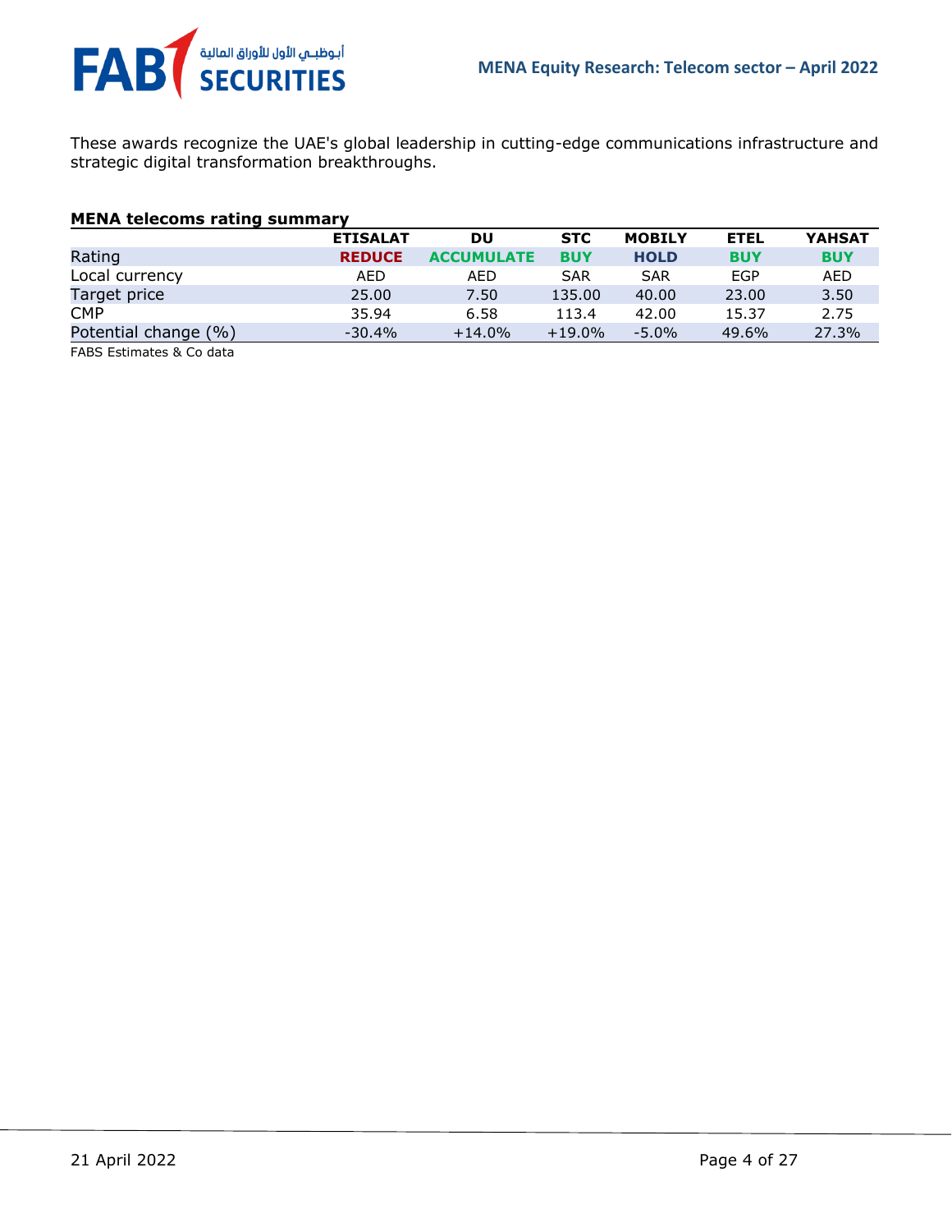These awards recognize the UAE's global leadership in cutting-edge communications infrastructure and strategic digital transformation breakthroughs.

**MENA telecoms rating summary**

| | ETISALAT | DU | STC | MOBILY | ETEL | YAHSAT |
|---|---|---|---|---|---|---|
| Rating | REDUCE | ACCUMULATE | BUY | HOLD | BUY | BUY |
| Local currency | AED | AED | SAR | SAR | EGP | AED |
| Target price | 25.00 | 7.50 | 135.00 | 40.00 | 23.00 | 3.50 |
| CMP | 35.94 | 6.58 | 113.4 | 42.00 | 15.37 | 2.75 |
| Potential change (%) | -30.4% | +14.0% | +19.0% | -5.0% | 49.6% | 27.3% |

FABS Estimates & Co data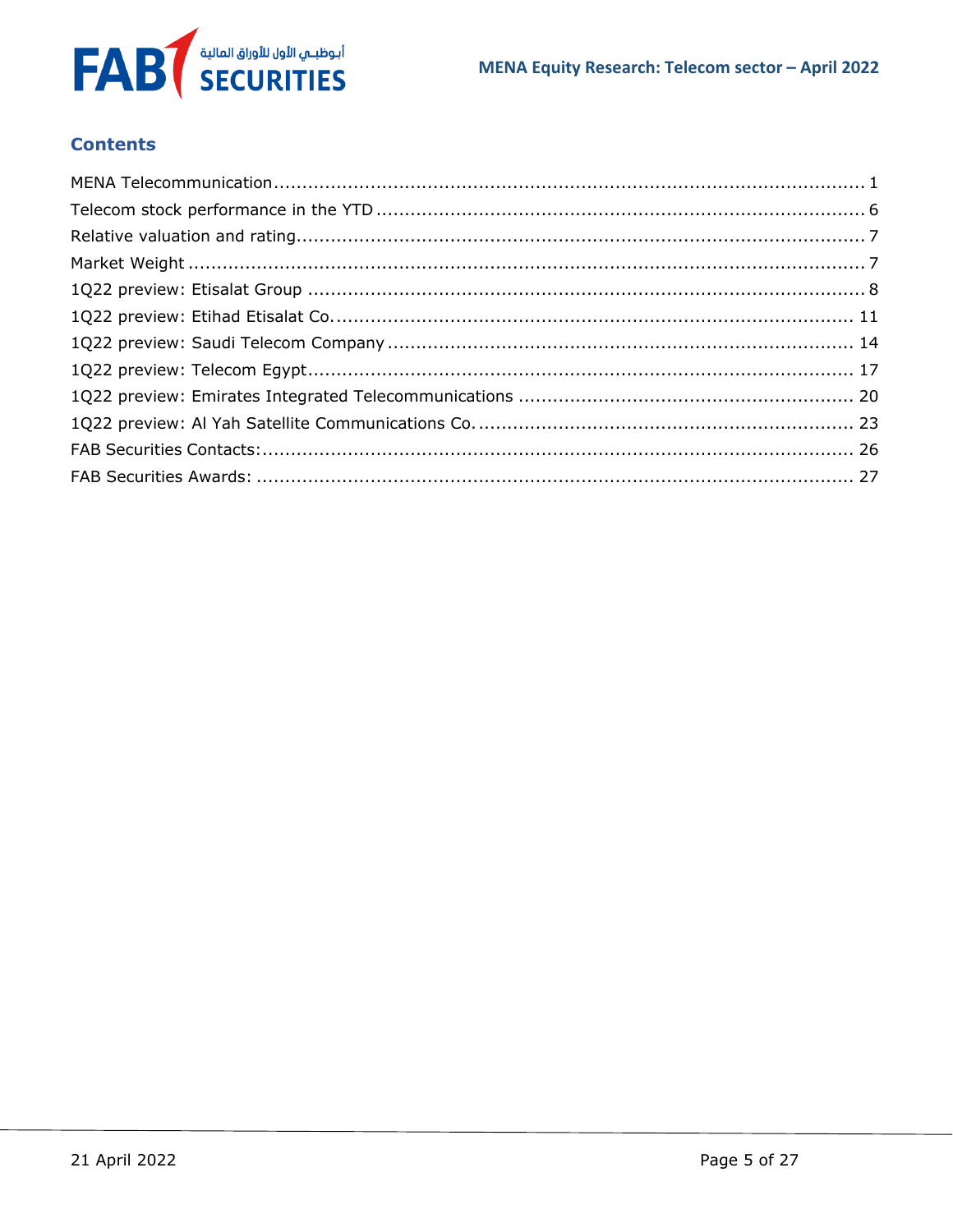## Contents

- MENA Telecommunication ........ 1
- Telecom stock performance in the YTD ........ 6
- Relative valuation and rating ........ 7
- Market Weight ........ 7
- 1Q22 preview: Etisalat Group ........ 8
- 1Q22 preview: Etihad Etisalat Co. ........ 11
- 1Q22 preview: Saudi Telecom Company ........ 14
- 1Q22 preview: Telecom Egypt ........ 17
- 1Q22 preview: Emirates Integrated Telecommunications ........ 20
- 1Q22 preview: Al Yah Satellite Communications Co. ........ 23
- FAB Securities Contacts: ........ 26
- FAB Securities Awards: ........ 27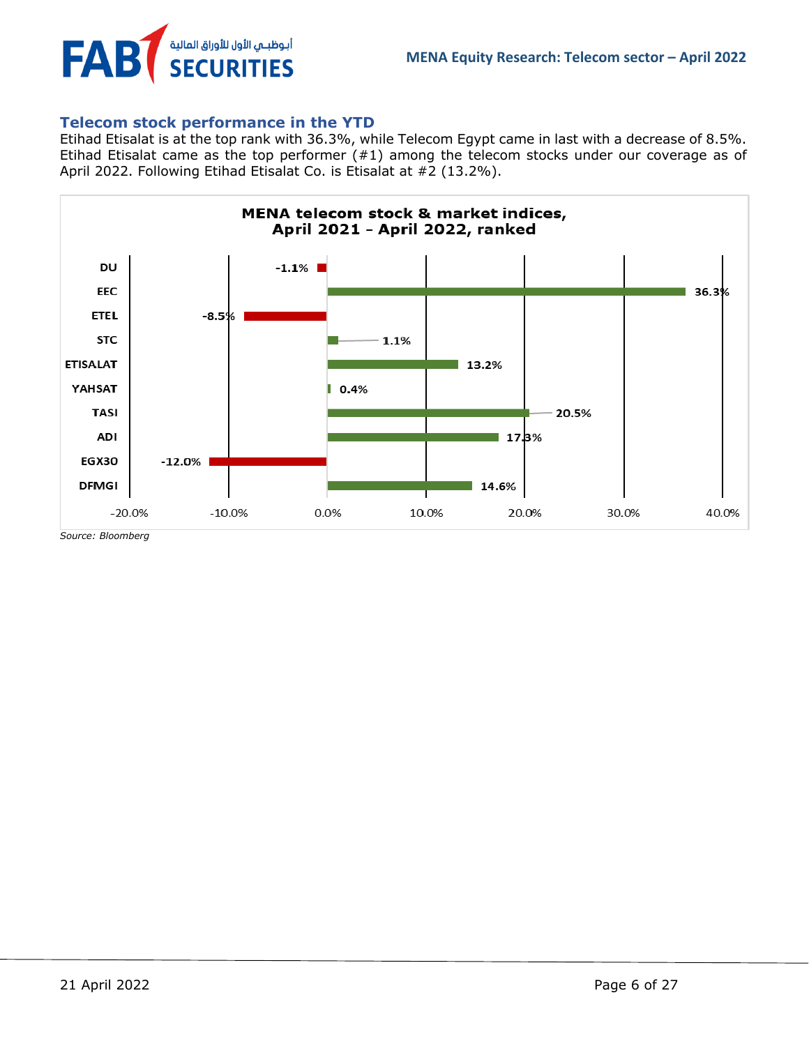## Telecom stock performance in the YTD

Etihad Etisalat is at the top rank with 36.3%, while Telecom Egypt came in last with a decrease of 8.5%. Etihad Etisalat came as the top performer (#1) among the telecom stocks under our coverage as of April 2022. Following Etihad Etisalat Co. is Etisalat at #2 (13.2%).

**MENA telecom stock & market indices, April 2021 – April 2022, ranked**

| Stock / Index | Performance |
|---|---|
| DU | -1.1% |
| EEC | 36.3% |
| ETEL | -8.5% |
| STC | 1.1% |
| ETISALAT | 13.2% |
| YAHSAT | 0.4% |
| TASI | 20.5% |
| ADI | 17.3% |
| EGX30 | -12.0% |
| DFMGI | 14.6% |

*Source: Bloomberg*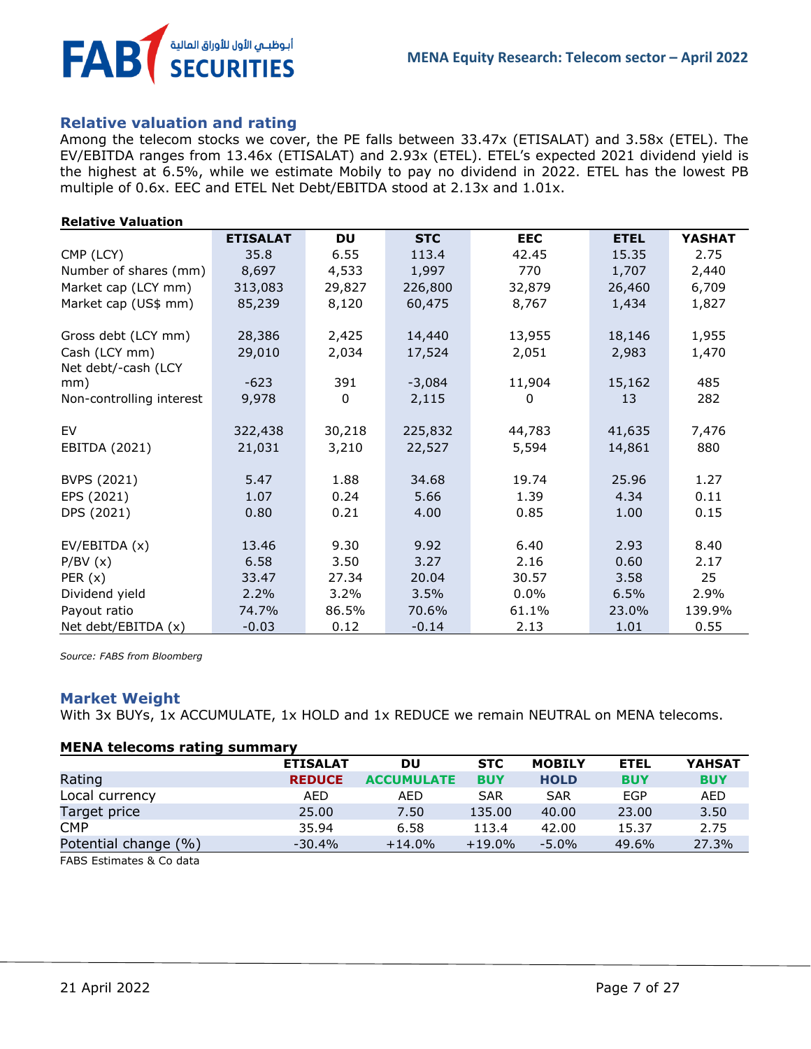## Relative valuation and rating

Among the telecom stocks we cover, the PE falls between 33.47x (ETISALAT) and 3.58x (ETEL). The EV/EBITDA ranges from 13.46x (ETISALAT) and 2.93x (ETEL). ETEL's expected 2021 dividend yield is the highest at 6.5%, while we estimate Mobily to pay no dividend in 2022. ETEL has the lowest PB multiple of 0.6x. EEC and ETEL Net Debt/EBITDA stood at 2.13x and 1.01x.

**Relative Valuation**

| | ETISALAT | DU | STC | EEC | ETEL | YASHAT |
|---|---|---|---|---|---|---|
| CMP (LCY) | 35.8 | 6.55 | 113.4 | 42.45 | 15.35 | 2.75 |
| Number of shares (mm) | 8,697 | 4,533 | 1,997 | 770 | 1,707 | 2,440 |
| Market cap (LCY mm) | 313,083 | 29,827 | 226,800 | 32,879 | 26,460 | 6,709 |
| Market cap (US$ mm) | 85,239 | 8,120 | 60,475 | 8,767 | 1,434 | 1,827 |
| Gross debt (LCY mm) | 28,386 | 2,425 | 14,440 | 13,955 | 18,146 | 1,955 |
| Cash (LCY mm) | 29,010 | 2,034 | 17,524 | 2,051 | 2,983 | 1,470 |
| Net debt/-cash (LCY mm) | -623 | 391 | -3,084 | 11,904 | 15,162 | 485 |
| Non-controlling interest | 9,978 | 0 | 2,115 | 0 | 13 | 282 |
| EV | 322,438 | 30,218 | 225,832 | 44,783 | 41,635 | 7,476 |
| EBITDA (2021) | 21,031 | 3,210 | 22,527 | 5,594 | 14,861 | 880 |
| BVPS (2021) | 5.47 | 1.88 | 34.68 | 19.74 | 25.96 | 1.27 |
| EPS (2021) | 1.07 | 0.24 | 5.66 | 1.39 | 4.34 | 0.11 |
| DPS (2021) | 0.80 | 0.21 | 4.00 | 0.85 | 1.00 | 0.15 |
| EV/EBITDA (x) | 13.46 | 9.30 | 9.92 | 6.40 | 2.93 | 8.40 |
| P/BV (x) | 6.58 | 3.50 | 3.27 | 2.16 | 0.60 | 2.17 |
| PER (x) | 33.47 | 27.34 | 20.04 | 30.57 | 3.58 | 25 |
| Dividend yield | 2.2% | 3.2% | 3.5% | 0.0% | 6.5% | 2.9% |
| Payout ratio | 74.7% | 86.5% | 70.6% | 61.1% | 23.0% | 139.9% |
| Net debt/EBITDA (x) | -0.03 | 0.12 | -0.14 | 2.13 | 1.01 | 0.55 |

*Source: FABS from Bloomberg*

## Market Weight

With 3x BUYs, 1x ACCUMULATE, 1x HOLD and 1x REDUCE we remain NEUTRAL on MENA telecoms.

**MENA telecoms rating summary**

| | ETISALAT | DU | STC | MOBILY | ETEL | YAHSAT |
|---|---|---|---|---|---|---|
| Rating | REDUCE | ACCUMULATE | BUY | HOLD | BUY | BUY |
| Local currency | AED | AED | SAR | SAR | EGP | AED |
| Target price | 25.00 | 7.50 | 135.00 | 40.00 | 23.00 | 3.50 |
| CMP | 35.94 | 6.58 | 113.4 | 42.00 | 15.37 | 2.75 |
| Potential change (%) | -30.4% | +14.0% | +19.0% | -5.0% | 49.6% | 27.3% |

FABS Estimates & Co data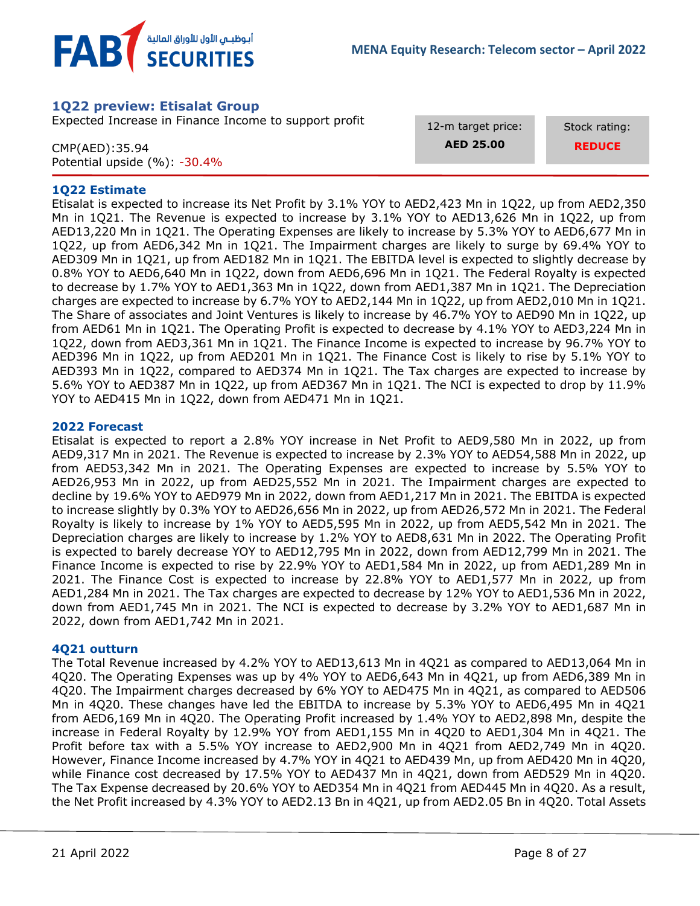## 1Q22 preview: Etisalat Group

Expected Increase in Finance Income to support profit

CMP(AED):35.94
Potential upside (%): -30.4%

| 12-m target price: | Stock rating: |
|---|---|
| **AED 25.00** | **REDUCE** |

### 1Q22 Estimate

Etisalat is expected to increase its Net Profit by 3.1% YOY to AED2,423 Mn in 1Q22, up from AED2,350 Mn in 1Q21. The Revenue is expected to increase by 3.1% YOY to AED13,626 Mn in 1Q22, up from AED13,220 Mn in 1Q21. The Operating Expenses are likely to increase by 5.3% YOY to AED6,677 Mn in 1Q22, up from AED6,342 Mn in 1Q21. The Impairment charges are likely to surge by 69.4% YOY to AED309 Mn in 1Q21, up from AED182 Mn in 1Q21. The EBITDA level is expected to slightly decrease by 0.8% YOY to AED6,640 Mn in 1Q22, down from AED6,696 Mn in 1Q21. The Federal Royalty is expected to decrease by 1.7% YOY to AED1,363 Mn in 1Q22, down from AED1,387 Mn in 1Q21. The Depreciation charges are expected to increase by 6.7% YOY to AED2,144 Mn in 1Q22, up from AED2,010 Mn in 1Q21. The Share of associates and Joint Ventures is likely to increase by 46.7% YOY to AED90 Mn in 1Q22, up from AED61 Mn in 1Q21. The Operating Profit is expected to decrease by 4.1% YOY to AED3,224 Mn in 1Q22, down from AED3,361 Mn in 1Q21. The Finance Income is expected to increase by 96.7% YOY to AED396 Mn in 1Q22, up from AED201 Mn in 1Q21. The Finance Cost is likely to rise by 5.1% YOY to AED393 Mn in 1Q22, compared to AED374 Mn in 1Q21. The Tax charges are expected to increase by 5.6% YOY to AED387 Mn in 1Q22, up from AED367 Mn in 1Q21. The NCI is expected to drop by 11.9% YOY to AED415 Mn in 1Q22, down from AED471 Mn in 1Q21.

### 2022 Forecast

Etisalat is expected to report a 2.8% YOY increase in Net Profit to AED9,580 Mn in 2022, up from AED9,317 Mn in 2021. The Revenue is expected to increase by 2.3% YOY to AED54,588 Mn in 2022, up from AED53,342 Mn in 2021. The Operating Expenses are expected to increase by 5.5% YOY to AED26,953 Mn in 2022, up from AED25,552 Mn in 2021. The Impairment charges are expected to decline by 19.6% YOY to AED979 Mn in 2022, down from AED1,217 Mn in 2021. The EBITDA is expected to increase slightly by 0.3% YOY to AED26,656 Mn in 2022, up from AED26,572 Mn in 2021. The Federal Royalty is likely to increase by 1% YOY to AED5,595 Mn in 2022, up from AED5,542 Mn in 2021. The Depreciation charges are likely to increase by 1.2% YOY to AED8,631 Mn in 2022. The Operating Profit is expected to barely decrease YOY to AED12,795 Mn in 2022, down from AED12,799 Mn in 2021. The Finance Income is expected to rise by 22.9% YOY to AED1,584 Mn in 2022, up from AED1,289 Mn in 2021. The Finance Cost is expected to increase by 22.8% YOY to AED1,577 Mn in 2022, up from AED1,284 Mn in 2021. The Tax charges are expected to decrease by 12% YOY to AED1,536 Mn in 2022, down from AED1,745 Mn in 2021. The NCI is expected to decrease by 3.2% YOY to AED1,687 Mn in 2022, down from AED1,742 Mn in 2021.

### 4Q21 outturn

The Total Revenue increased by 4.2% YOY to AED13,613 Mn in 4Q21 as compared to AED13,064 Mn in 4Q20. The Operating Expenses was up by 4% YOY to AED6,643 Mn in 4Q21, up from AED6,389 Mn in 4Q20. The Impairment charges decreased by 6% YOY to AED475 Mn in 4Q21, as compared to AED506 Mn in 4Q20. These changes have led the EBITDA to increase by 5.3% YOY to AED6,495 Mn in 4Q21 from AED6,169 Mn in 4Q20. The Operating Profit increased by 1.4% YOY to AED2,898 Mn, despite the increase in Federal Royalty by 12.9% YOY from AED1,155 Mn in 4Q20 to AED1,304 Mn in 4Q21. The Profit before tax with a 5.5% YOY increase to AED2,900 Mn in 4Q21 from AED2,749 Mn in 4Q20. However, Finance Income increased by 4.7% YOY in 4Q21 to AED439 Mn, up from AED420 Mn in 4Q20, while Finance cost decreased by 17.5% YOY to AED437 Mn in 4Q21, down from AED529 Mn in 4Q20. The Tax Expense decreased by 20.6% YOY to AED354 Mn in 4Q21 from AED445 Mn in 4Q20. As a result, the Net Profit increased by 4.3% YOY to AED2.13 Bn in 4Q21, up from AED2.05 Bn in 4Q20. Total Assets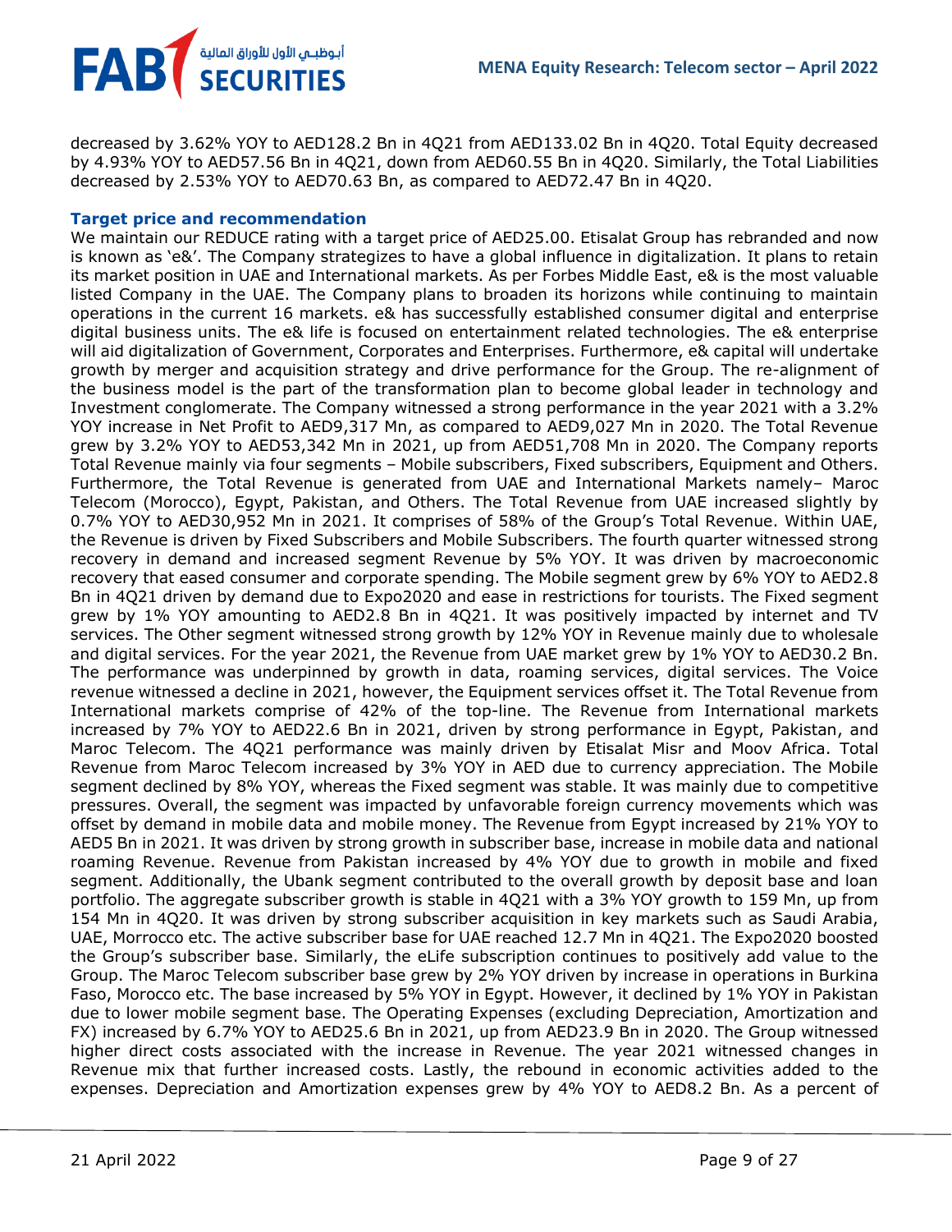decreased by 3.62% YOY to AED128.2 Bn in 4Q21 from AED133.02 Bn in 4Q20. Total Equity decreased by 4.93% YOY to AED57.56 Bn in 4Q21, down from AED60.55 Bn in 4Q20. Similarly, the Total Liabilities decreased by 2.53% YOY to AED70.63 Bn, as compared to AED72.47 Bn in 4Q20.

### Target price and recommendation

We maintain our REDUCE rating with a target price of AED25.00. Etisalat Group has rebranded and now is known as 'e&'. The Company strategizes to have a global influence in digitalization. It plans to retain its market position in UAE and International markets. As per Forbes Middle East, e& is the most valuable listed Company in the UAE. The Company plans to broaden its horizons while continuing to maintain operations in the current 16 markets. e& has successfully established consumer digital and enterprise digital business units. The e& life is focused on entertainment related technologies. The e& enterprise will aid digitalization of Government, Corporates and Enterprises. Furthermore, e& capital will undertake growth by merger and acquisition strategy and drive performance for the Group. The re-alignment of the business model is the part of the transformation plan to become global leader in technology and Investment conglomerate. The Company witnessed a strong performance in the year 2021 with a 3.2% YOY increase in Net Profit to AED9,317 Mn, as compared to AED9,027 Mn in 2020. The Total Revenue grew by 3.2% YOY to AED53,342 Mn in 2021, up from AED51,708 Mn in 2020. The Company reports Total Revenue mainly via four segments – Mobile subscribers, Fixed subscribers, Equipment and Others. Furthermore, the Total Revenue is generated from UAE and International Markets namely– Maroc Telecom (Morocco), Egypt, Pakistan, and Others. The Total Revenue from UAE increased slightly by 0.7% YOY to AED30,952 Mn in 2021. It comprises of 58% of the Group's Total Revenue. Within UAE, the Revenue is driven by Fixed Subscribers and Mobile Subscribers. The fourth quarter witnessed strong recovery in demand and increased segment Revenue by 5% YOY. It was driven by macroeconomic recovery that eased consumer and corporate spending. The Mobile segment grew by 6% YOY to AED2.8 Bn in 4Q21 driven by demand due to Expo2020 and ease in restrictions for tourists. The Fixed segment grew by 1% YOY amounting to AED2.8 Bn in 4Q21. It was positively impacted by internet and TV services. The Other segment witnessed strong growth by 12% YOY in Revenue mainly due to wholesale and digital services. For the year 2021, the Revenue from UAE market grew by 1% YOY to AED30.2 Bn. The performance was underpinned by growth in data, roaming services, digital services. The Voice revenue witnessed a decline in 2021, however, the Equipment services offset it. The Total Revenue from International markets comprise of 42% of the top-line. The Revenue from International markets increased by 7% YOY to AED22.6 Bn in 2021, driven by strong performance in Egypt, Pakistan, and Maroc Telecom. The 4Q21 performance was mainly driven by Etisalat Misr and Moov Africa. Total Revenue from Maroc Telecom increased by 3% YOY in AED due to currency appreciation. The Mobile segment declined by 8% YOY, whereas the Fixed segment was stable. It was mainly due to competitive pressures. Overall, the segment was impacted by unfavorable foreign currency movements which was offset by demand in mobile data and mobile money. The Revenue from Egypt increased by 21% YOY to AED5 Bn in 2021. It was driven by strong growth in subscriber base, increase in mobile data and national roaming Revenue. Revenue from Pakistan increased by 4% YOY due to growth in mobile and fixed segment. Additionally, the Ubank segment contributed to the overall growth by deposit base and loan portfolio. The aggregate subscriber growth is stable in 4Q21 with a 3% YOY growth to 159 Mn, up from 154 Mn in 4Q20. It was driven by strong subscriber acquisition in key markets such as Saudi Arabia, UAE, Morrocco etc. The active subscriber base for UAE reached 12.7 Mn in 4Q21. The Expo2020 boosted the Group's subscriber base. Similarly, the eLife subscription continues to positively add value to the Group. The Maroc Telecom subscriber base grew by 2% YOY driven by increase in operations in Burkina Faso, Morocco etc. The base increased by 5% YOY in Egypt. However, it declined by 1% YOY in Pakistan due to lower mobile segment base. The Operating Expenses (excluding Depreciation, Amortization and FX) increased by 6.7% YOY to AED25.6 Bn in 2021, up from AED23.9 Bn in 2020. The Group witnessed higher direct costs associated with the increase in Revenue. The year 2021 witnessed changes in Revenue mix that further increased costs. Lastly, the rebound in economic activities added to the expenses. Depreciation and Amortization expenses grew by 4% YOY to AED8.2 Bn. As a percent of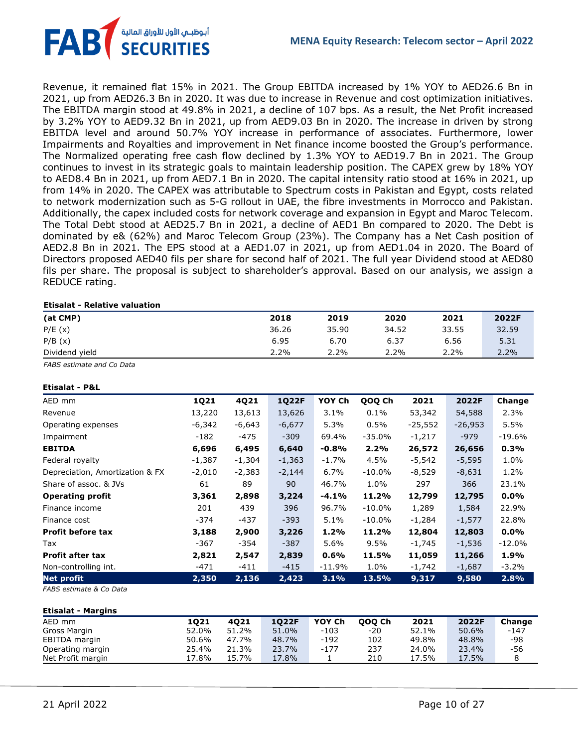Revenue, it remained flat 15% in 2021. The Group EBITDA increased by 1% YOY to AED26.6 Bn in 2021, up from AED26.3 Bn in 2020. It was due to increase in Revenue and cost optimization initiatives. The EBITDA margin stood at 49.8% in 2021, a decline of 107 bps. As a result, the Net Profit increased by 3.2% YOY to AED9.32 Bn in 2021, up from AED9.03 Bn in 2020. The increase in driven by strong EBITDA level and around 50.7% YOY increase in performance of associates. Furthermore, lower Impairments and Royalties and improvement in Net finance income boosted the Group's performance. The Normalized operating free cash flow declined by 1.3% YOY to AED19.7 Bn in 2021. The Group continues to invest in its strategic goals to maintain leadership position. The CAPEX grew by 18% YOY to AED8.4 Bn in 2021, up from AED7.1 Bn in 2020. The capital intensity ratio stood at 16% in 2021, up from 14% in 2020. The CAPEX was attributable to Spectrum costs in Pakistan and Egypt, costs related to network modernization such as 5-G rollout in UAE, the fibre investments in Morrocco and Pakistan. Additionally, the capex included costs for network coverage and expansion in Egypt and Maroc Telecom. The Total Debt stood at AED25.7 Bn in 2021, a decline of AED1 Bn compared to 2020. The Debt is dominated by e& (62%) and Maroc Telecom Group (23%). The Company has a Net Cash position of AED2.8 Bn in 2021. The EPS stood at a AED1.07 in 2021, up from AED1.04 in 2020. The Board of Directors proposed AED40 fils per share for second half of 2021. The full year Dividend stood at AED80 fils per share. The proposal is subject to shareholder's approval. Based on our analysis, we assign a REDUCE rating.

**Etisalat - Relative valuation**

| (at CMP) | 2018 | 2019 | 2020 | 2021 | 2022F |
|---|---|---|---|---|---|
| P/E (x) | 36.26 | 35.90 | 34.52 | 33.55 | 32.59 |
| P/B (x) | 6.95 | 6.70 | 6.37 | 6.56 | 5.31 |
| Dividend yield | 2.2% | 2.2% | 2.2% | 2.2% | 2.2% |

*FABS estimate and Co Data*

**Etisalat - P&L**

| AED mm | 1Q21 | 4Q21 | 1Q22F | YOY Ch | QOQ Ch | 2021 | 2022F | Change |
|---|---|---|---|---|---|---|---|---|
| Revenue | 13,220 | 13,613 | 13,626 | 3.1% | 0.1% | 53,342 | 54,588 | 2.3% |
| Operating expenses | -6,342 | -6,643 | -6,677 | 5.3% | 0.5% | -25,552 | -26,953 | 5.5% |
| Impairment | -182 | -475 | -309 | 69.4% | -35.0% | -1,217 | -979 | -19.6% |
| **EBITDA** | **6,696** | **6,495** | **6,640** | **-0.8%** | **2.2%** | **26,572** | **26,656** | **0.3%** |
| Federal royalty | -1,387 | -1,304 | -1,363 | -1.7% | 4.5% | -5,542 | -5,595 | 1.0% |
| Depreciation, Amortization & FX | -2,010 | -2,383 | -2,144 | 6.7% | -10.0% | -8,529 | -8,631 | 1.2% |
| Share of assoc. & JVs | 61 | 89 | 90 | 46.7% | 1.0% | 297 | 366 | 23.1% |
| **Operating profit** | **3,361** | **2,898** | **3,224** | **-4.1%** | **11.2%** | **12,799** | **12,795** | **0.0%** |
| Finance income | 201 | 439 | 396 | 96.7% | -10.0% | 1,289 | 1,584 | 22.9% |
| Finance cost | -374 | -437 | -393 | 5.1% | -10.0% | -1,284 | -1,577 | 22.8% |
| **Profit before tax** | **3,188** | **2,900** | **3,226** | **1.2%** | **11.2%** | **12,804** | **12,803** | **0.0%** |
| Tax | -367 | -354 | -387 | 5.6% | 9.5% | -1,745 | -1,536 | -12.0% |
| **Profit after tax** | **2,821** | **2,547** | **2,839** | **0.6%** | **11.5%** | **11,059** | **11,266** | **1.9%** |
| Non-controlling int. | -471 | -411 | -415 | -11.9% | 1.0% | -1,742 | -1,687 | -3.2% |
| **Net profit** | **2,350** | **2,136** | **2,423** | **3.1%** | **13.5%** | **9,317** | **9,580** | **2.8%** |

*FABS estimate & Co Data*

**Etisalat - Margins**

| AED mm | 1Q21 | 4Q21 | 1Q22F | YOY Ch | QOQ Ch | 2021 | 2022F | Change |
|---|---|---|---|---|---|---|---|---|
| Gross Margin | 52.0% | 51.2% | 51.0% | -103 | -20 | 52.1% | 50.6% | -147 |
| EBITDA margin | 50.6% | 47.7% | 48.7% | -192 | 102 | 49.8% | 48.8% | -98 |
| Operating margin | 25.4% | 21.3% | 23.7% | -177 | 237 | 24.0% | 23.4% | -56 |
| Net Profit margin | 17.8% | 15.7% | 17.8% | 1 | 210 | 17.5% | 17.5% | 8 |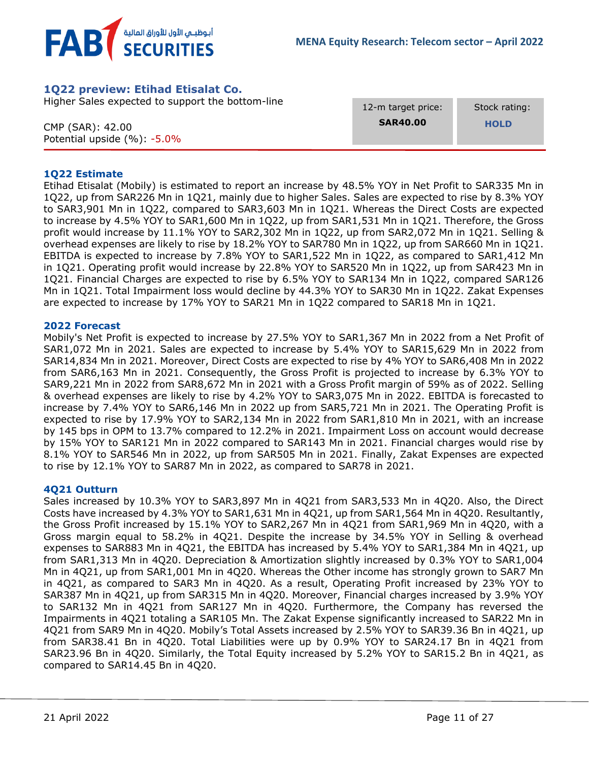## 1Q22 preview: Etihad Etisalat Co.

Higher Sales expected to support the bottom-line

CMP (SAR): 42.00
Potential upside (%): -5.0%

| 12-m target price: | Stock rating: |
|---|---|
| **SAR40.00** | **HOLD** |

### 1Q22 Estimate

Etihad Etisalat (Mobily) is estimated to report an increase by 48.5% YOY in Net Profit to SAR335 Mn in 1Q22, up from SAR226 Mn in 1Q21, mainly due to higher Sales. Sales are expected to rise by 8.3% YOY to SAR3,901 Mn in 1Q22, compared to SAR3,603 Mn in 1Q21. Whereas the Direct Costs are expected to increase by 4.5% YOY to SAR1,600 Mn in 1Q22, up from SAR1,531 Mn in 1Q21. Therefore, the Gross profit would increase by 11.1% YOY to SAR2,302 Mn in 1Q22, up from SAR2,072 Mn in 1Q21. Selling & overhead expenses are likely to rise by 18.2% YOY to SAR780 Mn in 1Q22, up from SAR660 Mn in 1Q21. EBITDA is expected to increase by 7.8% YOY to SAR1,522 Mn in 1Q22, as compared to SAR1,412 Mn in 1Q21. Operating profit would increase by 22.8% YOY to SAR520 Mn in 1Q22, up from SAR423 Mn in 1Q21. Financial Charges are expected to rise by 6.5% YOY to SAR134 Mn in 1Q22, compared SAR126 Mn in 1Q21. Total Impairment loss would decline by 44.3% YOY to SAR30 Mn in 1Q22. Zakat Expenses are expected to increase by 17% YOY to SAR21 Mn in 1Q22 compared to SAR18 Mn in 1Q21.

### 2022 Forecast

Mobily's Net Profit is expected to increase by 27.5% YOY to SAR1,367 Mn in 2022 from a Net Profit of SAR1,072 Mn in 2021. Sales are expected to increase by 5.4% YOY to SAR15,629 Mn in 2022 from SAR14,834 Mn in 2021. Moreover, Direct Costs are expected to rise by 4% YOY to SAR6,408 Mn in 2022 from SAR6,163 Mn in 2021. Consequently, the Gross Profit is projected to increase by 6.3% YOY to SAR9,221 Mn in 2022 from SAR8,672 Mn in 2021 with a Gross Profit margin of 59% as of 2022. Selling & overhead expenses are likely to rise by 4.2% YOY to SAR3,075 Mn in 2022. EBITDA is forecasted to increase by 7.4% YOY to SAR6,146 Mn in 2022 up from SAR5,721 Mn in 2021. The Operating Profit is expected to rise by 17.9% YOY to SAR2,134 Mn in 2022 from SAR1,810 Mn in 2021, with an increase by 145 bps in OPM to 13.7% compared to 12.2% in 2021. Impairment Loss on account would decrease by 15% YOY to SAR121 Mn in 2022 compared to SAR143 Mn in 2021. Financial charges would rise by 8.1% YOY to SAR546 Mn in 2022, up from SAR505 Mn in 2021. Finally, Zakat Expenses are expected to rise by 12.1% YOY to SAR87 Mn in 2022, as compared to SAR78 in 2021.

### 4Q21 Outturn

Sales increased by 10.3% YOY to SAR3,897 Mn in 4Q21 from SAR3,533 Mn in 4Q20. Also, the Direct Costs have increased by 4.3% YOY to SAR1,631 Mn in 4Q21, up from SAR1,564 Mn in 4Q20. Resultantly, the Gross Profit increased by 15.1% YOY to SAR2,267 Mn in 4Q21 from SAR1,969 Mn in 4Q20, with a Gross margin equal to 58.2% in 4Q21. Despite the increase by 34.5% YOY in Selling & overhead expenses to SAR883 Mn in 4Q21, the EBITDA has increased by 5.4% YOY to SAR1,384 Mn in 4Q21, up from SAR1,313 Mn in 4Q20. Depreciation & Amortization slightly increased by 0.3% YOY to SAR1,004 Mn in 4Q21, up from SAR1,001 Mn in 4Q20. Whereas the Other income has strongly grown to SAR7 Mn in 4Q21, as compared to SAR3 Mn in 4Q20. As a result, Operating Profit increased by 23% YOY to SAR387 Mn in 4Q21, up from SAR315 Mn in 4Q20. Moreover, Financial charges increased by 3.9% YOY to SAR132 Mn in 4Q21 from SAR127 Mn in 4Q20. Furthermore, the Company has reversed the Impairments in 4Q21 totaling a SAR105 Mn. The Zakat Expense significantly increased to SAR22 Mn in 4Q21 from SAR9 Mn in 4Q20. Mobily's Total Assets increased by 2.5% YOY to SAR39.36 Bn in 4Q21, up from SAR38.41 Bn in 4Q20. Total Liabilities were up by 0.9% YOY to SAR24.17 Bn in 4Q21 from SAR23.96 Bn in 4Q20. Similarly, the Total Equity increased by 5.2% YOY to SAR15.2 Bn in 4Q21, as compared to SAR14.45 Bn in 4Q20.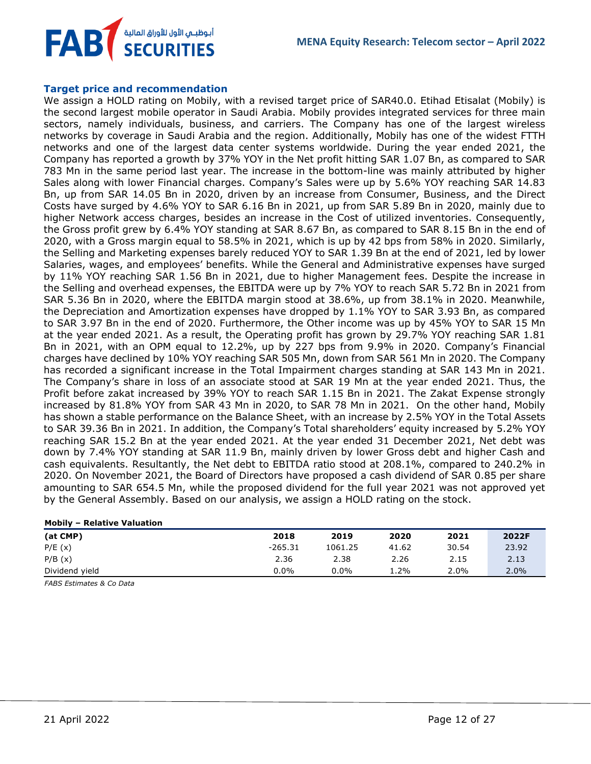### Target price and recommendation

We assign a HOLD rating on Mobily, with a revised target price of SAR40.0. Etihad Etisalat (Mobily) is the second largest mobile operator in Saudi Arabia. Mobily provides integrated services for three main sectors, namely individuals, business, and carriers. The Company has one of the largest wireless networks by coverage in Saudi Arabia and the region. Additionally, Mobily has one of the widest FTTH networks and one of the largest data center systems worldwide. During the year ended 2021, the Company has reported a growth by 37% YOY in the Net profit hitting SAR 1.07 Bn, as compared to SAR 783 Mn in the same period last year. The increase in the bottom-line was mainly attributed by higher Sales along with lower Financial charges. Company's Sales were up by 5.6% YOY reaching SAR 14.83 Bn, up from SAR 14.05 Bn in 2020, driven by an increase from Consumer, Business, and the Direct Costs have surged by 4.6% YOY to SAR 6.16 Bn in 2021, up from SAR 5.89 Bn in 2020, mainly due to higher Network access charges, besides an increase in the Cost of utilized inventories. Consequently, the Gross profit grew by 6.4% YOY standing at SAR 8.67 Bn, as compared to SAR 8.15 Bn in the end of 2020, with a Gross margin equal to 58.5% in 2021, which is up by 42 bps from 58% in 2020. Similarly, the Selling and Marketing expenses barely reduced YOY to SAR 1.39 Bn at the end of 2021, led by lower Salaries, wages, and employees' benefits. While the General and Administrative expenses have surged by 11% YOY reaching SAR 1.56 Bn in 2021, due to higher Management fees. Despite the increase in the Selling and overhead expenses, the EBITDA were up by 7% YOY to reach SAR 5.72 Bn in 2021 from SAR 5.36 Bn in 2020, where the EBITDA margin stood at 38.6%, up from 38.1% in 2020. Meanwhile, the Depreciation and Amortization expenses have dropped by 1.1% YOY to SAR 3.93 Bn, as compared to SAR 3.97 Bn in the end of 2020. Furthermore, the Other income was up by 45% YOY to SAR 15 Mn at the year ended 2021. As a result, the Operating profit has grown by 29.7% YOY reaching SAR 1.81 Bn in 2021, with an OPM equal to 12.2%, up by 227 bps from 9.9% in 2020. Company's Financial charges have declined by 10% YOY reaching SAR 505 Mn, down from SAR 561 Mn in 2020. The Company has recorded a significant increase in the Total Impairment charges standing at SAR 143 Mn in 2021. The Company's share in loss of an associate stood at SAR 19 Mn at the year ended 2021. Thus, the Profit before zakat increased by 39% YOY to reach SAR 1.15 Bn in 2021. The Zakat Expense strongly increased by 81.8% YOY from SAR 43 Mn in 2020, to SAR 78 Mn in 2021. On the other hand, Mobily has shown a stable performance on the Balance Sheet, with an increase by 2.5% YOY in the Total Assets to SAR 39.36 Bn in 2021. In addition, the Company's Total shareholders' equity increased by 5.2% YOY reaching SAR 15.2 Bn at the year ended 2021. At the year ended 31 December 2021, Net debt was down by 7.4% YOY standing at SAR 11.9 Bn, mainly driven by lower Gross debt and higher Cash and cash equivalents. Resultantly, the Net debt to EBITDA ratio stood at 208.1%, compared to 240.2% in 2020. On November 2021, the Board of Directors have proposed a cash dividend of SAR 0.85 per share amounting to SAR 654.5 Mn, while the proposed dividend for the full year 2021 was not approved yet by the General Assembly. Based on our analysis, we assign a HOLD rating on the stock.

**Mobily – Relative Valuation**

| (at CMP) | 2018 | 2019 | 2020 | 2021 | 2022F |
|---|---|---|---|---|---|
| P/E (x) | -265.31 | 1061.25 | 41.62 | 30.54 | 23.92 |
| P/B (x) | 2.36 | 2.38 | 2.26 | 2.15 | 2.13 |
| Dividend yield | 0.0% | 0.0% | 1.2% | 2.0% | 2.0% |

*FABS Estimates & Co Data*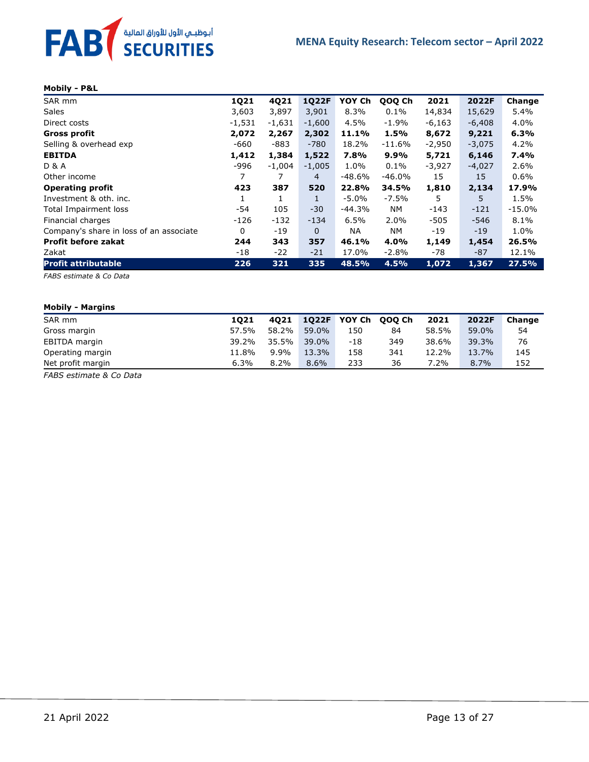**Mobily - P&L**

| SAR mm | 1Q21 | 4Q21 | 1Q22F | YOY Ch | QOQ Ch | 2021 | 2022F | Change |
|---|---|---|---|---|---|---|---|---|
| Sales | 3,603 | 3,897 | 3,901 | 8.3% | 0.1% | 14,834 | 15,629 | 5.4% |
| Direct costs | -1,531 | -1,631 | -1,600 | 4.5% | -1.9% | -6,163 | -6,408 | 4.0% |
| **Gross profit** | **2,072** | **2,267** | **2,302** | **11.1%** | **1.5%** | **8,672** | **9,221** | **6.3%** |
| Selling & overhead exp | -660 | -883 | -780 | 18.2% | -11.6% | -2,950 | -3,075 | 4.2% |
| **EBITDA** | **1,412** | **1,384** | **1,522** | **7.8%** | **9.9%** | **5,721** | **6,146** | **7.4%** |
| D & A | -996 | -1,004 | -1,005 | 1.0% | 0.1% | -3,927 | -4,027 | 2.6% |
| Other income | 7 | 7 | 4 | -48.6% | -46.0% | 15 | 15 | 0.6% |
| **Operating profit** | **423** | **387** | **520** | **22.8%** | **34.5%** | **1,810** | **2,134** | **17.9%** |
| Investment & oth. inc. | 1 | 1 | 1 | -5.0% | -7.5% | 5 | 5 | 1.5% |
| Total Impairment loss | -54 | 105 | -30 | -44.3% | NM | -143 | -121 | -15.0% |
| Financial charges | -126 | -132 | -134 | 6.5% | 2.0% | -505 | -546 | 8.1% |
| Company's share in loss of an associate | 0 | -19 | 0 | NA | NM | -19 | -19 | 1.0% |
| **Profit before zakat** | **244** | **343** | **357** | **46.1%** | **4.0%** | **1,149** | **1,454** | **26.5%** |
| Zakat | -18 | -22 | -21 | 17.0% | -2.8% | -78 | -87 | 12.1% |
| **Profit attributable** | **226** | **321** | **335** | **48.5%** | **4.5%** | **1,072** | **1,367** | **27.5%** |

*FABS estimate & Co Data*

**Mobily - Margins**

| SAR mm | 1Q21 | 4Q21 | 1Q22F | YOY Ch | QOQ Ch | 2021 | 2022F | Change |
|---|---|---|---|---|---|---|---|---|
| Gross margin | 57.5% | 58.2% | 59.0% | 150 | 84 | 58.5% | 59.0% | 54 |
| EBITDA margin | 39.2% | 35.5% | 39.0% | -18 | 349 | 38.6% | 39.3% | 76 |
| Operating margin | 11.8% | 9.9% | 13.3% | 158 | 341 | 12.2% | 13.7% | 145 |
| Net profit margin | 6.3% | 8.2% | 8.6% | 233 | 36 | 7.2% | 8.7% | 152 |

*FABS estimate & Co Data*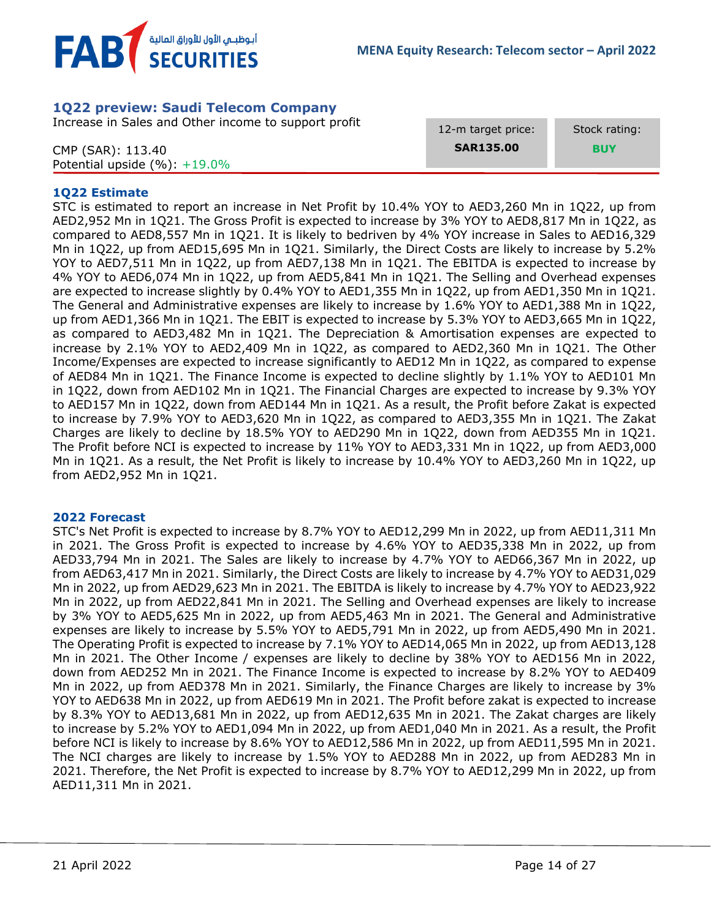## 1Q22 preview: Saudi Telecom Company

Increase in Sales and Other income to support profit

CMP (SAR): 113.40
Potential upside (%): +19.0%

| 12-m target price: | Stock rating: |
|---|---|
| **SAR135.00** | **BUY** |

### 1Q22 Estimate

STC is estimated to report an increase in Net Profit by 10.4% YOY to AED3,260 Mn in 1Q22, up from AED2,952 Mn in 1Q21. The Gross Profit is expected to increase by 3% YOY to AED8,817 Mn in 1Q22, as compared to AED8,557 Mn in 1Q21. It is likely to bedriven by 4% YOY increase in Sales to AED16,329 Mn in 1Q22, up from AED15,695 Mn in 1Q21. Similarly, the Direct Costs are likely to increase by 5.2% YOY to AED7,511 Mn in 1Q22, up from AED7,138 Mn in 1Q21. The EBITDA is expected to increase by 4% YOY to AED6,074 Mn in 1Q22, up from AED5,841 Mn in 1Q21. The Selling and Overhead expenses are expected to increase slightly by 0.4% YOY to AED1,355 Mn in 1Q22, up from AED1,350 Mn in 1Q21. The General and Administrative expenses are likely to increase by 1.6% YOY to AED1,388 Mn in 1Q22, up from AED1,366 Mn in 1Q21. The EBIT is expected to increase by 5.3% YOY to AED3,665 Mn in 1Q22, as compared to AED3,482 Mn in 1Q21. The Depreciation & Amortisation expenses are expected to increase by 2.1% YOY to AED2,409 Mn in 1Q22, as compared to AED2,360 Mn in 1Q21. The Other Income/Expenses are expected to increase significantly to AED12 Mn in 1Q22, as compared to expense of AED84 Mn in 1Q21. The Finance Income is expected to decline slightly by 1.1% YOY to AED101 Mn in 1Q22, down from AED102 Mn in 1Q21. The Financial Charges are expected to increase by 9.3% YOY to AED157 Mn in 1Q22, down from AED144 Mn in 1Q21. As a result, the Profit before Zakat is expected to increase by 7.9% YOY to AED3,620 Mn in 1Q22, as compared to AED3,355 Mn in 1Q21. The Zakat Charges are likely to decline by 18.5% YOY to AED290 Mn in 1Q22, down from AED355 Mn in 1Q21. The Profit before NCI is expected to increase by 11% YOY to AED3,331 Mn in 1Q22, up from AED3,000 Mn in 1Q21. As a result, the Net Profit is likely to increase by 10.4% YOY to AED3,260 Mn in 1Q22, up from AED2,952 Mn in 1Q21.

### 2022 Forecast

STC's Net Profit is expected to increase by 8.7% YOY to AED12,299 Mn in 2022, up from AED11,311 Mn in 2021. The Gross Profit is expected to increase by 4.6% YOY to AED35,338 Mn in 2022, up from AED33,794 Mn in 2021. The Sales are likely to increase by 4.7% YOY to AED66,367 Mn in 2022, up from AED63,417 Mn in 2021. Similarly, the Direct Costs are likely to increase by 4.7% YOY to AED31,029 Mn in 2022, up from AED29,623 Mn in 2021. The EBITDA is likely to increase by 4.7% YOY to AED23,922 Mn in 2022, up from AED22,841 Mn in 2021. The Selling and Overhead expenses are likely to increase by 3% YOY to AED5,625 Mn in 2022, up from AED5,463 Mn in 2021. The General and Administrative expenses are likely to increase by 5.5% YOY to AED5,791 Mn in 2022, up from AED5,490 Mn in 2021. The Operating Profit is expected to increase by 7.1% YOY to AED14,065 Mn in 2022, up from AED13,128 Mn in 2021. The Other Income / expenses are likely to decline by 38% YOY to AED156 Mn in 2022, down from AED252 Mn in 2021. The Finance Income is expected to increase by 8.2% YOY to AED409 Mn in 2022, up from AED378 Mn in 2021. Similarly, the Finance Charges are likely to increase by 3% YOY to AED638 Mn in 2022, up from AED619 Mn in 2021. The Profit before zakat is expected to increase by 8.3% YOY to AED13,681 Mn in 2022, up from AED12,635 Mn in 2021. The Zakat charges are likely to increase by 5.2% YOY to AED1,094 Mn in 2022, up from AED1,040 Mn in 2021. As a result, the Profit before NCI is likely to increase by 8.6% YOY to AED12,586 Mn in 2022, up from AED11,595 Mn in 2021. The NCI charges are likely to increase by 1.5% YOY to AED288 Mn in 2022, up from AED283 Mn in 2021. Therefore, the Net Profit is expected to increase by 8.7% YOY to AED12,299 Mn in 2022, up from AED11,311 Mn in 2021.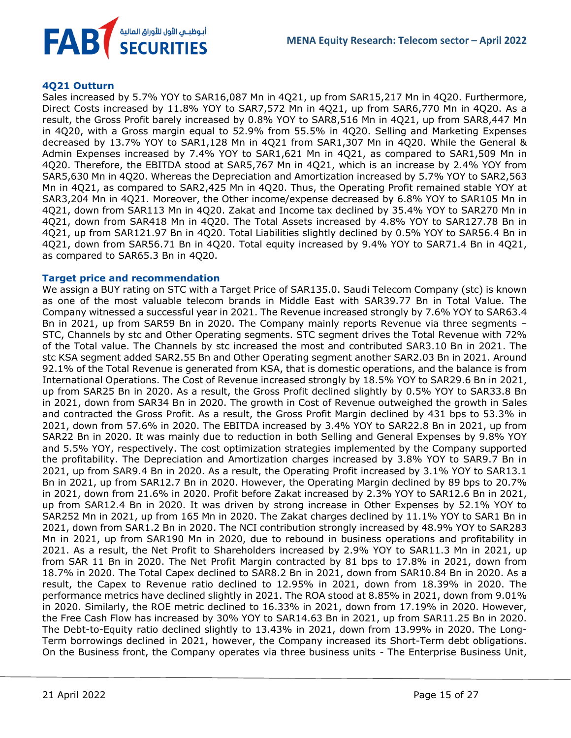### 4Q21 Outturn

Sales increased by 5.7% YOY to SAR16,087 Mn in 4Q21, up from SAR15,217 Mn in 4Q20. Furthermore, Direct Costs increased by 11.8% YOY to SAR7,572 Mn in 4Q21, up from SAR6,770 Mn in 4Q20. As a result, the Gross Profit barely increased by 0.8% YOY to SAR8,516 Mn in 4Q21, up from SAR8,447 Mn in 4Q20, with a Gross margin equal to 52.9% from 55.5% in 4Q20. Selling and Marketing Expenses decreased by 13.7% YOY to SAR1,128 Mn in 4Q21 from SAR1,307 Mn in 4Q20. While the General & Admin Expenses increased by 7.4% YOY to SAR1,621 Mn in 4Q21, as compared to SAR1,509 Mn in 4Q20. Therefore, the EBITDA stood at SAR5,767 Mn in 4Q21, which is an increase by 2.4% YOY from SAR5,630 Mn in 4Q20. Whereas the Depreciation and Amortization increased by 5.7% YOY to SAR2,563 Mn in 4Q21, as compared to SAR2,425 Mn in 4Q20. Thus, the Operating Profit remained stable YOY at SAR3,204 Mn in 4Q21. Moreover, the Other income/expense decreased by 6.8% YOY to SAR105 Mn in 4Q21, down from SAR113 Mn in 4Q20. Zakat and Income tax declined by 35.4% YOY to SAR270 Mn in 4Q21, down from SAR418 Mn in 4Q20. The Total Assets increased by 4.8% YOY to SAR127.78 Bn in 4Q21, up from SAR121.97 Bn in 4Q20. Total Liabilities slightly declined by 0.5% YOY to SAR56.4 Bn in 4Q21, down from SAR56.71 Bn in 4Q20. Total equity increased by 9.4% YOY to SAR71.4 Bn in 4Q21, as compared to SAR65.3 Bn in 4Q20.

### Target price and recommendation

We assign a BUY rating on STC with a Target Price of SAR135.0. Saudi Telecom Company (stc) is known as one of the most valuable telecom brands in Middle East with SAR39.77 Bn in Total Value. The Company witnessed a successful year in 2021. The Revenue increased strongly by 7.6% YOY to SAR63.4 Bn in 2021, up from SAR59 Bn in 2020. The Company mainly reports Revenue via three segments – STC, Channels by stc and Other Operating segments. STC segment drives the Total Revenue with 72% of the Total value. The Channels by stc increased the most and contributed SAR3.10 Bn in 2021. The stc KSA segment added SAR2.55 Bn and Other Operating segment another SAR2.03 Bn in 2021. Around 92.1% of the Total Revenue is generated from KSA, that is domestic operations, and the balance is from International Operations. The Cost of Revenue increased strongly by 18.5% YOY to SAR29.6 Bn in 2021, up from SAR25 Bn in 2020. As a result, the Gross Profit declined slightly by 0.5% YOY to SAR33.8 Bn in 2021, down from SAR34 Bn in 2020. The growth in Cost of Revenue outweighed the growth in Sales and contracted the Gross Profit. As a result, the Gross Profit Margin declined by 431 bps to 53.3% in 2021, down from 57.6% in 2020. The EBITDA increased by 3.4% YOY to SAR22.8 Bn in 2021, up from SAR22 Bn in 2020. It was mainly due to reduction in both Selling and General Expenses by 9.8% YOY and 5.5% YOY, respectively. The cost optimization strategies implemented by the Company supported the profitability. The Depreciation and Amortization charges increased by 3.8% YOY to SAR9.7 Bn in 2021, up from SAR9.4 Bn in 2020. As a result, the Operating Profit increased by 3.1% YOY to SAR13.1 Bn in 2021, up from SAR12.7 Bn in 2020. However, the Operating Margin declined by 89 bps to 20.7% in 2021, down from 21.6% in 2020. Profit before Zakat increased by 2.3% YOY to SAR12.6 Bn in 2021, up from SAR12.4 Bn in 2020. It was driven by strong increase in Other Expenses by 52.1% YOY to SAR252 Mn in 2021, up from 165 Mn in 2020. The Zakat charges declined by 11.1% YOY to SAR1 Bn in 2021, down from SAR1.2 Bn in 2020. The NCI contribution strongly increased by 48.9% YOY to SAR283 Mn in 2021, up from SAR190 Mn in 2020, due to rebound in business operations and profitability in 2021. As a result, the Net Profit to Shareholders increased by 2.9% YOY to SAR11.3 Mn in 2021, up from SAR 11 Bn in 2020. The Net Profit Margin contracted by 81 bps to 17.8% in 2021, down from 18.7% in 2020. The Total Capex declined to SAR8.2 Bn in 2021, down from SAR10.84 Bn in 2020. As a result, the Capex to Revenue ratio declined to 12.95% in 2021, down from 18.39% in 2020. The performance metrics have declined slightly in 2021. The ROA stood at 8.85% in 2021, down from 9.01% in 2020. Similarly, the ROE metric declined to 16.33% in 2021, down from 17.19% in 2020. However, the Free Cash Flow has increased by 30% YOY to SAR14.63 Bn in 2021, up from SAR11.25 Bn in 2020. The Debt-to-Equity ratio declined slightly to 13.43% in 2021, down from 13.99% in 2020. The Long-Term borrowings declined in 2021, however, the Company increased its Short-Term debt obligations. On the Business front, the Company operates via three business units - The Enterprise Business Unit,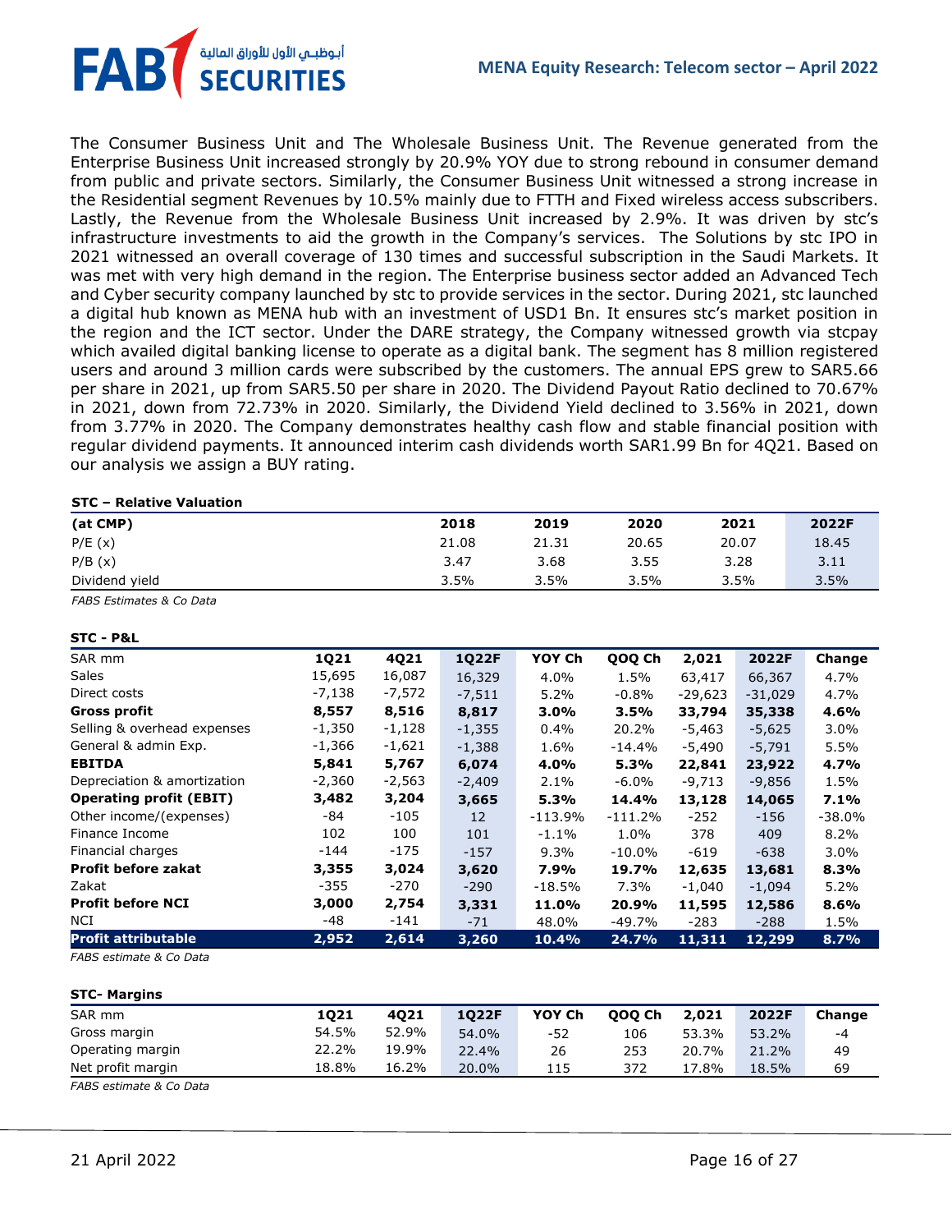The Consumer Business Unit and The Wholesale Business Unit. The Revenue generated from the Enterprise Business Unit increased strongly by 20.9% YOY due to strong rebound in consumer demand from public and private sectors. Similarly, the Consumer Business Unit witnessed a strong increase in the Residential segment Revenues by 10.5% mainly due to FTTH and Fixed wireless access subscribers. Lastly, the Revenue from the Wholesale Business Unit increased by 2.9%. It was driven by stc's infrastructure investments to aid the growth in the Company's services. The Solutions by stc IPO in 2021 witnessed an overall coverage of 130 times and successful subscription in the Saudi Markets. It was met with very high demand in the region. The Enterprise business sector added an Advanced Tech and Cyber security company launched by stc to provide services in the sector. During 2021, stc launched a digital hub known as MENA hub with an investment of USD1 Bn. It ensures stc's market position in the region and the ICT sector. Under the DARE strategy, the Company witnessed growth via stcpay which availed digital banking license to operate as a digital bank. The segment has 8 million registered users and around 3 million cards were subscribed by the customers. The annual EPS grew to SAR5.66 per share in 2021, up from SAR5.50 per share in 2020. The Dividend Payout Ratio declined to 70.67% in 2021, down from 72.73% in 2020. Similarly, the Dividend Yield declined to 3.56% in 2021, down from 3.77% in 2020. The Company demonstrates healthy cash flow and stable financial position with regular dividend payments. It announced interim cash dividends worth SAR1.99 Bn for 4Q21. Based on our analysis we assign a BUY rating.

**STC – Relative Valuation**

| (at CMP) | 2018 | 2019 | 2020 | 2021 | 2022F |
|---|---|---|---|---|---|
| P/E (x) | 21.08 | 21.31 | 20.65 | 20.07 | 18.45 |
| P/B (x) | 3.47 | 3.68 | 3.55 | 3.28 | 3.11 |
| Dividend yield | 3.5% | 3.5% | 3.5% | 3.5% | 3.5% |

*FABS Estimates & Co Data*

**STC - P&L**

| SAR mm | 1Q21 | 4Q21 | 1Q22F | YOY Ch | QOQ Ch | 2,021 | 2022F | Change |
|---|---|---|---|---|---|---|---|---|
| Sales | 15,695 | 16,087 | 16,329 | 4.0% | 1.5% | 63,417 | 66,367 | 4.7% |
| Direct costs | -7,138 | -7,572 | -7,511 | 5.2% | -0.8% | -29,623 | -31,029 | 4.7% |
| **Gross profit** | **8,557** | **8,516** | **8,817** | **3.0%** | **3.5%** | **33,794** | **35,338** | **4.6%** |
| Selling & overhead expenses | -1,350 | -1,128 | -1,355 | 0.4% | 20.2% | -5,463 | -5,625 | 3.0% |
| General & admin Exp. | -1,366 | -1,621 | -1,388 | 1.6% | -14.4% | -5,490 | -5,791 | 5.5% |
| **EBITDA** | **5,841** | **5,767** | **6,074** | **4.0%** | **5.3%** | **22,841** | **23,922** | **4.7%** |
| Depreciation & amortization | -2,360 | -2,563 | -2,409 | 2.1% | -6.0% | -9,713 | -9,856 | 1.5% |
| **Operating profit (EBIT)** | **3,482** | **3,204** | **3,665** | **5.3%** | **14.4%** | **13,128** | **14,065** | **7.1%** |
| Other income/(expenses) | -84 | -105 | 12 | -113.9% | -111.2% | -252 | -156 | -38.0% |
| Finance Income | 102 | 100 | 101 | -1.1% | 1.0% | 378 | 409 | 8.2% |
| Financial charges | -144 | -175 | -157 | 9.3% | -10.0% | -619 | -638 | 3.0% |
| **Profit before zakat** | **3,355** | **3,024** | **3,620** | **7.9%** | **19.7%** | **12,635** | **13,681** | **8.3%** |
| Zakat | -355 | -270 | -290 | -18.5% | 7.3% | -1,040 | -1,094 | 5.2% |
| **Profit before NCI** | **3,000** | **2,754** | **3,331** | **11.0%** | **20.9%** | **11,595** | **12,586** | **8.6%** |
| NCI | -48 | -141 | -71 | 48.0% | -49.7% | -283 | -288 | 1.5% |
| **Profit attributable** | **2,952** | **2,614** | **3,260** | **10.4%** | **24.7%** | **11,311** | **12,299** | **8.7%** |

*FABS estimate & Co Data*

**STC- Margins**

| SAR mm | 1Q21 | 4Q21 | 1Q22F | YOY Ch | QOQ Ch | 2,021 | 2022F | Change |
|---|---|---|---|---|---|---|---|---|
| Gross margin | 54.5% | 52.9% | 54.0% | -52 | 106 | 53.3% | 53.2% | -4 |
| Operating margin | 22.2% | 19.9% | 22.4% | 26 | 253 | 20.7% | 21.2% | 49 |
| Net profit margin | 18.8% | 16.2% | 20.0% | 115 | 372 | 17.8% | 18.5% | 69 |

*FABS estimate & Co Data*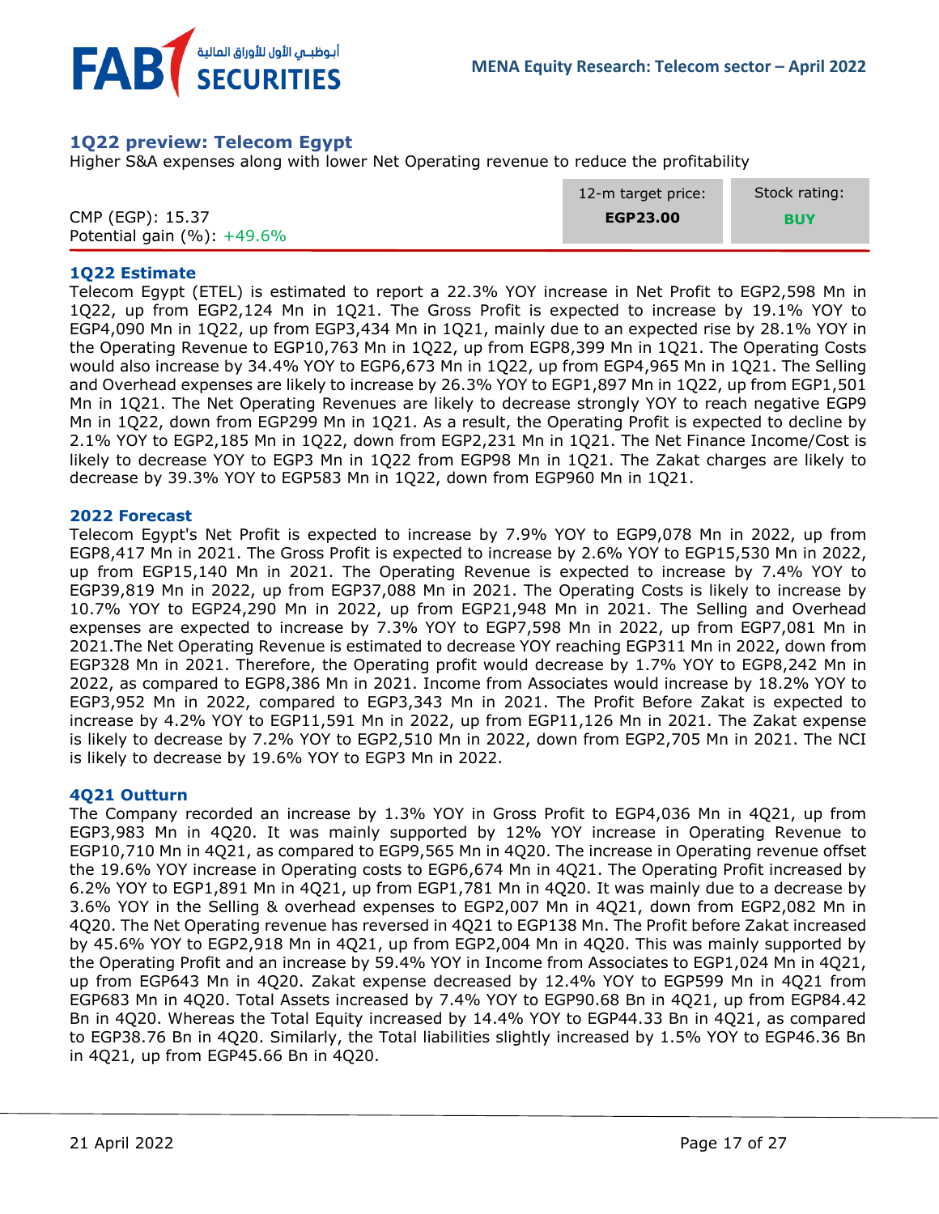## 1Q22 preview: Telecom Egypt

Higher S&A expenses along with lower Net Operating revenue to reduce the profitability

| CMP (EGP): 15.37<br>Potential gain (%): +49.6% | 12-m target price: **EGP23.00** | Stock rating: **BUY** |
|---|---|---|

### 1Q22 Estimate

Telecom Egypt (ETEL) is estimated to report a 22.3% YOY increase in Net Profit to EGP2,598 Mn in 1Q22, up from EGP2,124 Mn in 1Q21. The Gross Profit is expected to increase by 19.1% YOY to EGP4,090 Mn in 1Q22, up from EGP3,434 Mn in 1Q21, mainly due to an expected rise by 28.1% YOY in the Operating Revenue to EGP10,763 Mn in 1Q22, up from EGP8,399 Mn in 1Q21. The Operating Costs would also increase by 34.4% YOY to EGP6,673 Mn in 1Q22, up from EGP4,965 Mn in 1Q21. The Selling and Overhead expenses are likely to increase by 26.3% YOY to EGP1,897 Mn in 1Q22, up from EGP1,501 Mn in 1Q21. The Net Operating Revenues are likely to decrease strongly YOY to reach negative EGP9 Mn in 1Q22, down from EGP299 Mn in 1Q21. As a result, the Operating Profit is expected to decline by 2.1% YOY to EGP2,185 Mn in 1Q22, down from EGP2,231 Mn in 1Q21. The Net Finance Income/Cost is likely to decrease YOY to EGP3 Mn in 1Q22 from EGP98 Mn in 1Q21. The Zakat charges are likely to decrease by 39.3% YOY to EGP583 Mn in 1Q22, down from EGP960 Mn in 1Q21.

### 2022 Forecast

Telecom Egypt's Net Profit is expected to increase by 7.9% YOY to EGP9,078 Mn in 2022, up from EGP8,417 Mn in 2021. The Gross Profit is expected to increase by 2.6% YOY to EGP15,530 Mn in 2022, up from EGP15,140 Mn in 2021. The Operating Revenue is expected to increase by 7.4% YOY to EGP39,819 Mn in 2022, up from EGP37,088 Mn in 2021. The Operating Costs is likely to increase by 10.7% YOY to EGP24,290 Mn in 2022, up from EGP21,948 Mn in 2021. The Selling and Overhead expenses are expected to increase by 7.3% YOY to EGP7,598 Mn in 2022, up from EGP7,081 Mn in 2021.The Net Operating Revenue is estimated to decrease YOY reaching EGP311 Mn in 2022, down from EGP328 Mn in 2021. Therefore, the Operating profit would decrease by 1.7% YOY to EGP8,242 Mn in 2022, as compared to EGP8,386 Mn in 2021. Income from Associates would increase by 18.2% YOY to EGP3,952 Mn in 2022, compared to EGP3,343 Mn in 2021. The Profit Before Zakat is expected to increase by 4.2% YOY to EGP11,591 Mn in 2022, up from EGP11,126 Mn in 2021. The Zakat expense is likely to decrease by 7.2% YOY to EGP2,510 Mn in 2022, down from EGP2,705 Mn in 2021. The NCI is likely to decrease by 19.6% YOY to EGP3 Mn in 2022.

### 4Q21 Outturn

The Company recorded an increase by 1.3% YOY in Gross Profit to EGP4,036 Mn in 4Q21, up from EGP3,983 Mn in 4Q20. It was mainly supported by 12% YOY increase in Operating Revenue to EGP10,710 Mn in 4Q21, as compared to EGP9,565 Mn in 4Q20. The increase in Operating revenue offset the 19.6% YOY increase in Operating costs to EGP6,674 Mn in 4Q21. The Operating Profit increased by 6.2% YOY to EGP1,891 Mn in 4Q21, up from EGP1,781 Mn in 4Q20. It was mainly due to a decrease by 3.6% YOY in the Selling & overhead expenses to EGP2,007 Mn in 4Q21, down from EGP2,082 Mn in 4Q20. The Net Operating revenue has reversed in 4Q21 to EGP138 Mn. The Profit before Zakat increased by 45.6% YOY to EGP2,918 Mn in 4Q21, up from EGP2,004 Mn in 4Q20. This was mainly supported by the Operating Profit and an increase by 59.4% YOY in Income from Associates to EGP1,024 Mn in 4Q21, up from EGP643 Mn in 4Q20. Zakat expense decreased by 12.4% YOY to EGP599 Mn in 4Q21 from EGP683 Mn in 4Q20. Total Assets increased by 7.4% YOY to EGP90.68 Bn in 4Q21, up from EGP84.42 Bn in 4Q20. Whereas the Total Equity increased by 14.4% YOY to EGP44.33 Bn in 4Q21, as compared to EGP38.76 Bn in 4Q20. Similarly, the Total liabilities slightly increased by 1.5% YOY to EGP46.36 Bn in 4Q21, up from EGP45.66 Bn in 4Q20.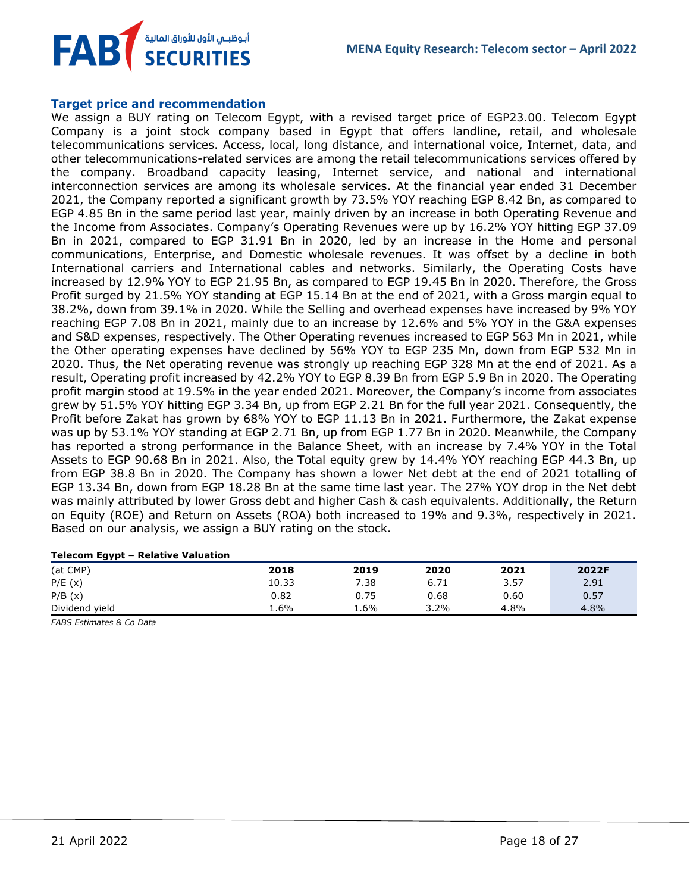### Target price and recommendation

We assign a BUY rating on Telecom Egypt, with a revised target price of EGP23.00. Telecom Egypt Company is a joint stock company based in Egypt that offers landline, retail, and wholesale telecommunications services. Access, local, long distance, and international voice, Internet, data, and other telecommunications-related services are among the retail telecommunications services offered by the company. Broadband capacity leasing, Internet service, and national and international interconnection services are among its wholesale services. At the financial year ended 31 December 2021, the Company reported a significant growth by 73.5% YOY reaching EGP 8.42 Bn, as compared to EGP 4.85 Bn in the same period last year, mainly driven by an increase in both Operating Revenue and the Income from Associates. Company's Operating Revenues were up by 16.2% YOY hitting EGP 37.09 Bn in 2021, compared to EGP 31.91 Bn in 2020, led by an increase in the Home and personal communications, Enterprise, and Domestic wholesale revenues. It was offset by a decline in both International carriers and International cables and networks. Similarly, the Operating Costs have increased by 12.9% YOY to EGP 21.95 Bn, as compared to EGP 19.45 Bn in 2020. Therefore, the Gross Profit surged by 21.5% YOY standing at EGP 15.14 Bn at the end of 2021, with a Gross margin equal to 38.2%, down from 39.1% in 2020. While the Selling and overhead expenses have increased by 9% YOY reaching EGP 7.08 Bn in 2021, mainly due to an increase by 12.6% and 5% YOY in the G&A expenses and S&D expenses, respectively. The Other Operating revenues increased to EGP 563 Mn in 2021, while the Other operating expenses have declined by 56% YOY to EGP 235 Mn, down from EGP 532 Mn in 2020. Thus, the Net operating revenue was strongly up reaching EGP 328 Mn at the end of 2021. As a result, Operating profit increased by 42.2% YOY to EGP 8.39 Bn from EGP 5.9 Bn in 2020. The Operating profit margin stood at 19.5% in the year ended 2021. Moreover, the Company's income from associates grew by 51.5% YOY hitting EGP 3.34 Bn, up from EGP 2.21 Bn for the full year 2021. Consequently, the Profit before Zakat has grown by 68% YOY to EGP 11.13 Bn in 2021. Furthermore, the Zakat expense was up by 53.1% YOY standing at EGP 2.71 Bn, up from EGP 1.77 Bn in 2020. Meanwhile, the Company has reported a strong performance in the Balance Sheet, with an increase by 7.4% YOY in the Total Assets to EGP 90.68 Bn in 2021. Also, the Total equity grew by 14.4% YOY reaching EGP 44.3 Bn, up from EGP 38.8 Bn in 2020. The Company has shown a lower Net debt at the end of 2021 totalling of EGP 13.34 Bn, down from EGP 18.28 Bn at the same time last year. The 27% YOY drop in the Net debt was mainly attributed by lower Gross debt and higher Cash & cash equivalents. Additionally, the Return on Equity (ROE) and Return on Assets (ROA) both increased to 19% and 9.3%, respectively in 2021. Based on our analysis, we assign a BUY rating on the stock.

**Telecom Egypt – Relative Valuation**

| (at CMP) | 2018 | 2019 | 2020 | 2021 | 2022F |
|---|---|---|---|---|---|
| P/E (x) | 10.33 | 7.38 | 6.71 | 3.57 | 2.91 |
| P/B (x) | 0.82 | 0.75 | 0.68 | 0.60 | 0.57 |
| Dividend yield | 1.6% | 1.6% | 3.2% | 4.8% | 4.8% |

*FABS Estimates & Co Data*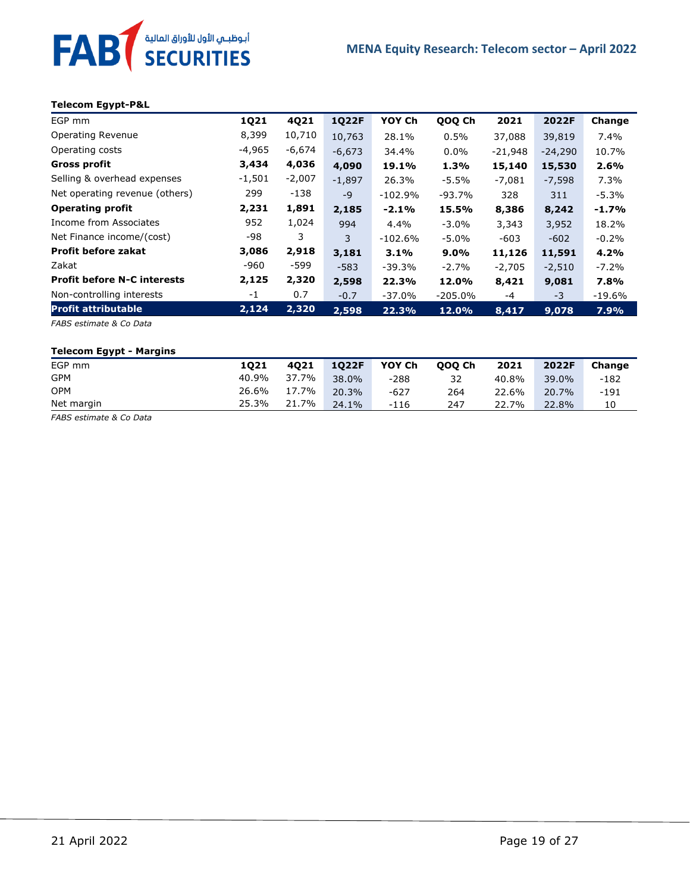**Telecom Egypt-P&L**

| EGP mm | 1Q21 | 4Q21 | 1Q22F | YOY Ch | QOQ Ch | 2021 | 2022F | Change |
|---|---|---|---|---|---|---|---|---|
| Operating Revenue | 8,399 | 10,710 | 10,763 | 28.1% | 0.5% | 37,088 | 39,819 | 7.4% |
| Operating costs | -4,965 | -6,674 | -6,673 | 34.4% | 0.0% | -21,948 | -24,290 | 10.7% |
| **Gross profit** | **3,434** | **4,036** | **4,090** | **19.1%** | **1.3%** | **15,140** | **15,530** | **2.6%** |
| Selling & overhead expenses | -1,501 | -2,007 | -1,897 | 26.3% | -5.5% | -7,081 | -7,598 | 7.3% |
| Net operating revenue (others) | 299 | -138 | -9 | -102.9% | -93.7% | 328 | 311 | -5.3% |
| **Operating profit** | **2,231** | **1,891** | **2,185** | **-2.1%** | **15.5%** | **8,386** | **8,242** | **-1.7%** |
| Income from Associates | 952 | 1,024 | 994 | 4.4% | -3.0% | 3,343 | 3,952 | 18.2% |
| Net Finance income/(cost) | -98 | 3 | 3 | -102.6% | -5.0% | -603 | -602 | -0.2% |
| **Profit before zakat** | **3,086** | **2,918** | **3,181** | **3.1%** | **9.0%** | **11,126** | **11,591** | **4.2%** |
| Zakat | -960 | -599 | -583 | -39.3% | -2.7% | -2,705 | -2,510 | -7.2% |
| **Profit before N-C interests** | **2,125** | **2,320** | **2,598** | **22.3%** | **12.0%** | **8,421** | **9,081** | **7.8%** |
| Non-controlling interests | -1 | 0.7 | -0.7 | -37.0% | -205.0% | -4 | -3 | -19.6% |
| **Profit attributable** | **2,124** | **2,320** | **2,598** | **22.3%** | **12.0%** | **8,417** | **9,078** | **7.9%** |

*FABS estimate & Co Data*

**Telecom Egypt - Margins**

| EGP mm | 1Q21 | 4Q21 | 1Q22F | YOY Ch | QOQ Ch | 2021 | 2022F | Change |
|---|---|---|---|---|---|---|---|---|
| GPM | 40.9% | 37.7% | 38.0% | -288 | 32 | 40.8% | 39.0% | -182 |
| OPM | 26.6% | 17.7% | 20.3% | -627 | 264 | 22.6% | 20.7% | -191 |
| Net margin | 25.3% | 21.7% | 24.1% | -116 | 247 | 22.7% | 22.8% | 10 |

*FABS estimate & Co Data*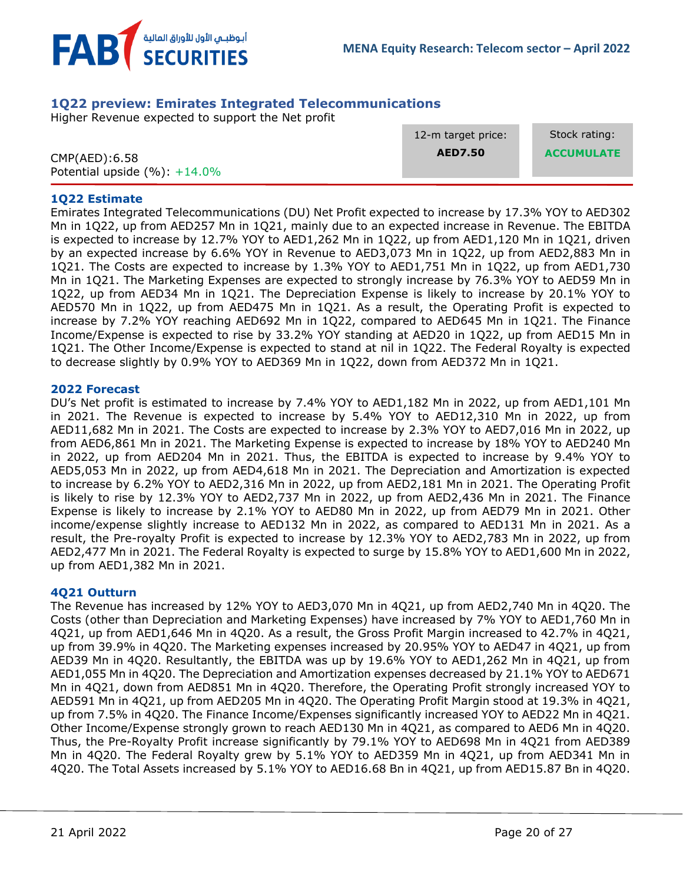## 1Q22 preview: Emirates Integrated Telecommunications

Higher Revenue expected to support the Net profit

| CMP(AED):6.58 | 12-m target price: | Stock rating: |
|---|---|---|
| Potential upside (%): +14.0% | **AED7.50** | **ACCUMULATE** |

### 1Q22 Estimate

Emirates Integrated Telecommunications (DU) Net Profit expected to increase by 17.3% YOY to AED302 Mn in 1Q22, up from AED257 Mn in 1Q21, mainly due to an expected increase in Revenue. The EBITDA is expected to increase by 12.7% YOY to AED1,262 Mn in 1Q22, up from AED1,120 Mn in 1Q21, driven by an expected increase by 6.6% YOY in Revenue to AED3,073 Mn in 1Q22, up from AED2,883 Mn in 1Q21. The Costs are expected to increase by 1.3% YOY to AED1,751 Mn in 1Q22, up from AED1,730 Mn in 1Q21. The Marketing Expenses are expected to strongly increase by 76.3% YOY to AED59 Mn in 1Q22, up from AED34 Mn in 1Q21. The Depreciation Expense is likely to increase by 20.1% YOY to AED570 Mn in 1Q22, up from AED475 Mn in 1Q21. As a result, the Operating Profit is expected to increase by 7.2% YOY reaching AED692 Mn in 1Q22, compared to AED645 Mn in 1Q21. The Finance Income/Expense is expected to rise by 33.2% YOY standing at AED20 in 1Q22, up from AED15 Mn in 1Q21. The Other Income/Expense is expected to stand at nil in 1Q22. The Federal Royalty is expected to decrease slightly by 0.9% YOY to AED369 Mn in 1Q22, down from AED372 Mn in 1Q21.

### 2022 Forecast

DU's Net profit is estimated to increase by 7.4% YOY to AED1,182 Mn in 2022, up from AED1,101 Mn in 2021. The Revenue is expected to increase by 5.4% YOY to AED12,310 Mn in 2022, up from AED11,682 Mn in 2021. The Costs are expected to increase by 2.3% YOY to AED7,016 Mn in 2022, up from AED6,861 Mn in 2021. The Marketing Expense is expected to increase by 18% YOY to AED240 Mn in 2022, up from AED204 Mn in 2021. Thus, the EBITDA is expected to increase by 9.4% YOY to AED5,053 Mn in 2022, up from AED4,618 Mn in 2021. The Depreciation and Amortization is expected to increase by 6.2% YOY to AED2,316 Mn in 2022, up from AED2,181 Mn in 2021. The Operating Profit is likely to rise by 12.3% YOY to AED2,737 Mn in 2022, up from AED2,436 Mn in 2021. The Finance Expense is likely to increase by 2.1% YOY to AED80 Mn in 2022, up from AED79 Mn in 2021. Other income/expense slightly increase to AED132 Mn in 2022, as compared to AED131 Mn in 2021. As a result, the Pre-royalty Profit is expected to increase by 12.3% YOY to AED2,783 Mn in 2022, up from AED2,477 Mn in 2021. The Federal Royalty is expected to surge by 15.8% YOY to AED1,600 Mn in 2022, up from AED1,382 Mn in 2021.

### 4Q21 Outturn

The Revenue has increased by 12% YOY to AED3,070 Mn in 4Q21, up from AED2,740 Mn in 4Q20. The Costs (other than Depreciation and Marketing Expenses) have increased by 7% YOY to AED1,760 Mn in 4Q21, up from AED1,646 Mn in 4Q20. As a result, the Gross Profit Margin increased to 42.7% in 4Q21, up from 39.9% in 4Q20. The Marketing expenses increased by 20.95% YOY to AED47 in 4Q21, up from AED39 Mn in 4Q20. Resultantly, the EBITDA was up by 19.6% YOY to AED1,262 Mn in 4Q21, up from AED1,055 Mn in 4Q20. The Depreciation and Amortization expenses decreased by 21.1% YOY to AED671 Mn in 4Q21, down from AED851 Mn in 4Q20. Therefore, the Operating Profit strongly increased YOY to AED591 Mn in 4Q21, up from AED205 Mn in 4Q20. The Operating Profit Margin stood at 19.3% in 4Q21, up from 7.5% in 4Q20. The Finance Income/Expenses significantly increased YOY to AED22 Mn in 4Q21. Other Income/Expense strongly grown to reach AED130 Mn in 4Q21, as compared to AED6 Mn in 4Q20. Thus, the Pre-Royalty Profit increase significantly by 79.1% YOY to AED698 Mn in 4Q21 from AED389 Mn in 4Q20. The Federal Royalty grew by 5.1% YOY to AED359 Mn in 4Q21, up from AED341 Mn in 4Q20. The Total Assets increased by 5.1% YOY to AED16.68 Bn in 4Q21, up from AED15.87 Bn in 4Q20.

21 April 2022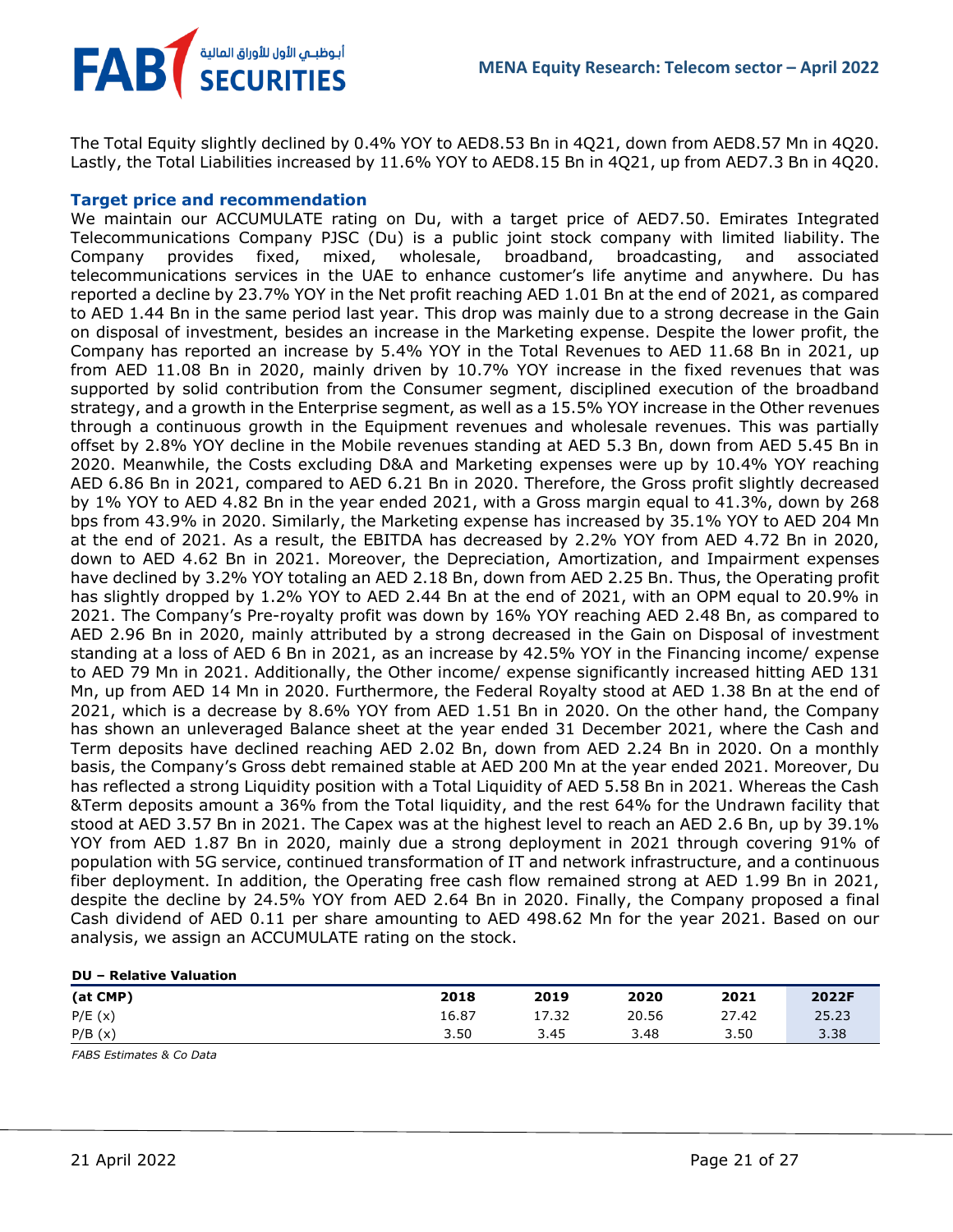The Total Equity slightly declined by 0.4% YOY to AED8.53 Bn in 4Q21, down from AED8.57 Mn in 4Q20. Lastly, the Total Liabilities increased by 11.6% YOY to AED8.15 Bn in 4Q21, up from AED7.3 Bn in 4Q20.

**Target price and recommendation**

We maintain our ACCUMULATE rating on Du, with a target price of AED7.50. Emirates Integrated Telecommunications Company PJSC (Du) is a public joint stock company with limited liability. The Company provides fixed, mixed, wholesale, broadband, broadcasting, and associated telecommunications services in the UAE to enhance customer's life anytime and anywhere. Du has reported a decline by 23.7% YOY in the Net profit reaching AED 1.01 Bn at the end of 2021, as compared to AED 1.44 Bn in the same period last year. This drop was mainly due to a strong decrease in the Gain on disposal of investment, besides an increase in the Marketing expense. Despite the lower profit, the Company has reported an increase by 5.4% YOY in the Total Revenues to AED 11.68 Bn in 2021, up from AED 11.08 Bn in 2020, mainly driven by 10.7% YOY increase in the fixed revenues that was supported by solid contribution from the Consumer segment, disciplined execution of the broadband strategy, and a growth in the Enterprise segment, as well as a 15.5% YOY increase in the Other revenues through a continuous growth in the Equipment revenues and wholesale revenues. This was partially offset by 2.8% YOY decline in the Mobile revenues standing at AED 5.3 Bn, down from AED 5.45 Bn in 2020. Meanwhile, the Costs excluding D&A and Marketing expenses were up by 10.4% YOY reaching AED 6.86 Bn in 2021, compared to AED 6.21 Bn in 2020. Therefore, the Gross profit slightly decreased by 1% YOY to AED 4.82 Bn in the year ended 2021, with a Gross margin equal to 41.3%, down by 268 bps from 43.9% in 2020. Similarly, the Marketing expense has increased by 35.1% YOY to AED 204 Mn at the end of 2021. As a result, the EBITDA has decreased by 2.2% YOY from AED 4.72 Bn in 2020, down to AED 4.62 Bn in 2021. Moreover, the Depreciation, Amortization, and Impairment expenses have declined by 3.2% YOY totaling an AED 2.18 Bn, down from AED 2.25 Bn. Thus, the Operating profit has slightly dropped by 1.2% YOY to AED 2.44 Bn at the end of 2021, with an OPM equal to 20.9% in 2021. The Company's Pre-royalty profit was down by 16% YOY reaching AED 2.48 Bn, as compared to AED 2.96 Bn in 2020, mainly attributed by a strong decreased in the Gain on Disposal of investment standing at a loss of AED 6 Bn in 2021, as an increase by 42.5% YOY in the Financing income/ expense to AED 79 Mn in 2021. Additionally, the Other income/ expense significantly increased hitting AED 131 Mn, up from AED 14 Mn in 2020. Furthermore, the Federal Royalty stood at AED 1.38 Bn at the end of 2021, which is a decrease by 8.6% YOY from AED 1.51 Bn in 2020. On the other hand, the Company has shown an unleveraged Balance sheet at the year ended 31 December 2021, where the Cash and Term deposits have declined reaching AED 2.02 Bn, down from AED 2.24 Bn in 2020. On a monthly basis, the Company's Gross debt remained stable at AED 200 Mn at the year ended 2021. Moreover, Du has reflected a strong Liquidity position with a Total Liquidity of AED 5.58 Bn in 2021. Whereas the Cash &Term deposits amount a 36% from the Total liquidity, and the rest 64% for the Undrawn facility that stood at AED 3.57 Bn in 2021. The Capex was at the highest level to reach an AED 2.6 Bn, up by 39.1% YOY from AED 1.87 Bn in 2020, mainly due a strong deployment in 2021 through covering 91% of population with 5G service, continued transformation of IT and network infrastructure, and a continuous fiber deployment. In addition, the Operating free cash flow remained strong at AED 1.99 Bn in 2021, despite the decline by 24.5% YOY from AED 2.64 Bn in 2020. Finally, the Company proposed a final Cash dividend of AED 0.11 per share amounting to AED 498.62 Mn for the year 2021. Based on our analysis, we assign an ACCUMULATE rating on the stock.

**DU – Relative Valuation**

| (at CMP) | 2018 | 2019 | 2020 | 2021 | 2022F |
|---|---|---|---|---|---|
| P/E (x) | 16.87 | 17.32 | 20.56 | 27.42 | 25.23 |
| P/B (x) | 3.50 | 3.45 | 3.48 | 3.50 | 3.38 |

*FABS Estimates & Co Data*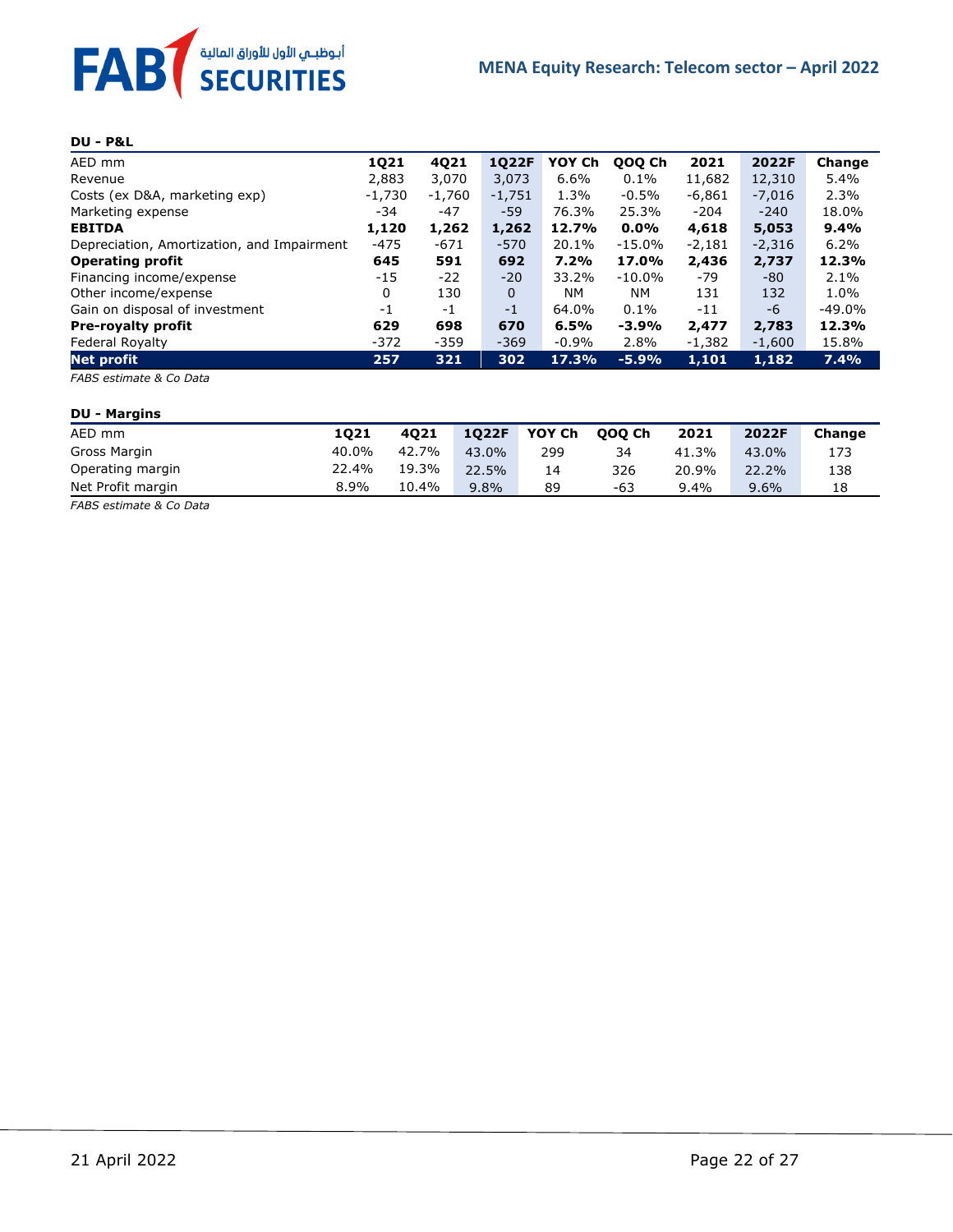**DU - P&L**

| AED mm | 1Q21 | 4Q21 | 1Q22F | YOY Ch | QOQ Ch | 2021 | 2022F | Change |
|---|---|---|---|---|---|---|---|---|
| Revenue | 2,883 | 3,070 | 3,073 | 6.6% | 0.1% | 11,682 | 12,310 | 5.4% |
| Costs (ex D&A, marketing exp) | -1,730 | -1,760 | -1,751 | 1.3% | -0.5% | -6,861 | -7,016 | 2.3% |
| Marketing expense | -34 | -47 | -59 | 76.3% | 25.3% | -204 | -240 | 18.0% |
| **EBITDA** | **1,120** | **1,262** | **1,262** | **12.7%** | **0.0%** | **4,618** | **5,053** | **9.4%** |
| Depreciation, Amortization, and Impairment | -475 | -671 | -570 | 20.1% | -15.0% | -2,181 | -2,316 | 6.2% |
| **Operating profit** | **645** | **591** | **692** | **7.2%** | **17.0%** | **2,436** | **2,737** | **12.3%** |
| Financing income/expense | -15 | -22 | -20 | 33.2% | -10.0% | -79 | -80 | 2.1% |
| Other income/expense | 0 | 130 | 0 | NM | NM | 131 | 132 | 1.0% |
| Gain on disposal of investment | -1 | -1 | -1 | 64.0% | 0.1% | -11 | -6 | -49.0% |
| **Pre-royalty profit** | **629** | **698** | **670** | **6.5%** | **-3.9%** | **2,477** | **2,783** | **12.3%** |
| Federal Royalty | -372 | -359 | -369 | -0.9% | 2.8% | -1,382 | -1,600 | 15.8% |
| **Net profit** | **257** | **321** | **302** | **17.3%** | **-5.9%** | **1,101** | **1,182** | **7.4%** |

*FABS estimate & Co Data*

**DU - Margins**

| AED mm | 1Q21 | 4Q21 | 1Q22F | YOY Ch | QOQ Ch | 2021 | 2022F | Change |
|---|---|---|---|---|---|---|---|---|
| Gross Margin | 40.0% | 42.7% | 43.0% | 299 | 34 | 41.3% | 43.0% | 173 |
| Operating margin | 22.4% | 19.3% | 22.5% | 14 | 326 | 20.9% | 22.2% | 138 |
| Net Profit margin | 8.9% | 10.4% | 9.8% | 89 | -63 | 9.4% | 9.6% | 18 |

*FABS estimate & Co Data*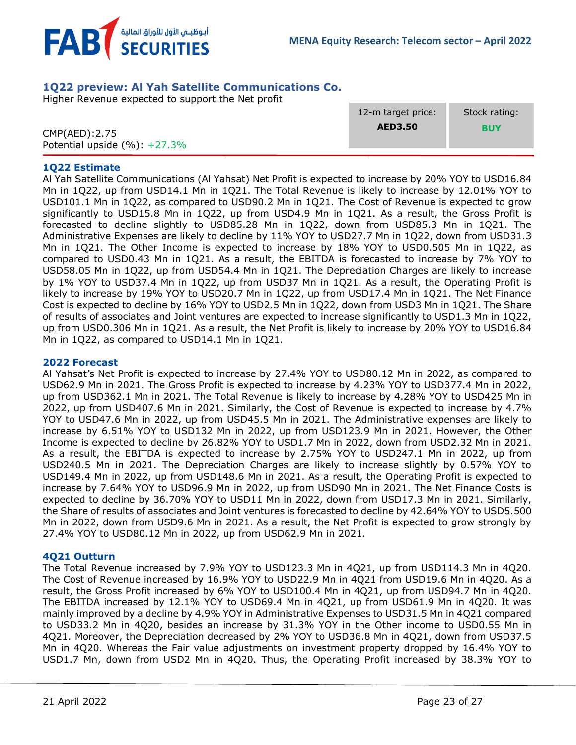## 1Q22 preview: Al Yah Satellite Communications Co.

Higher Revenue expected to support the Net profit

CMP(AED):2.75
Potential upside (%): +27.3%

| 12-m target price: | Stock rating: |
|---|---|
| **AED3.50** | **BUY** |

### 1Q22 Estimate

Al Yah Satellite Communications (Al Yahsat) Net Profit is expected to increase by 20% YOY to USD16.84 Mn in 1Q22, up from USD14.1 Mn in 1Q21. The Total Revenue is likely to increase by 12.01% YOY to USD101.1 Mn in 1Q22, as compared to USD90.2 Mn in 1Q21. The Cost of Revenue is expected to grow significantly to USD15.8 Mn in 1Q22, up from USD4.9 Mn in 1Q21. As a result, the Gross Profit is forecasted to decline slightly to USD85.28 Mn in 1Q22, down from USD85.3 Mn in 1Q21. The Administrative Expenses are likely to decline by 11% YOY to USD27.7 Mn in 1Q22, down from USD31.3 Mn in 1Q21. The Other Income is expected to increase by 18% YOY to USD0.505 Mn in 1Q22, as compared to USD0.43 Mn in 1Q21. As a result, the EBITDA is forecasted to increase by 7% YOY to USD58.05 Mn in 1Q22, up from USD54.4 Mn in 1Q21. The Depreciation Charges are likely to increase by 1% YOY to USD37.4 Mn in 1Q22, up from USD37 Mn in 1Q21. As a result, the Operating Profit is likely to increase by 19% YOY to USD20.7 Mn in 1Q22, up from USD17.4 Mn in 1Q21. The Net Finance Cost is expected to decline by 16% YOY to USD2.5 Mn in 1Q22, down from USD3 Mn in 1Q21. The Share of results of associates and Joint ventures are expected to increase significantly to USD1.3 Mn in 1Q22, up from USD0.306 Mn in 1Q21. As a result, the Net Profit is likely to increase by 20% YOY to USD16.84 Mn in 1Q22, as compared to USD14.1 Mn in 1Q21.

### 2022 Forecast

Al Yahsat's Net Profit is expected to increase by 27.4% YOY to USD80.12 Mn in 2022, as compared to USD62.9 Mn in 2021. The Gross Profit is expected to increase by 4.23% YOY to USD377.4 Mn in 2022, up from USD362.1 Mn in 2021. The Total Revenue is likely to increase by 4.28% YOY to USD425 Mn in 2022, up from USD407.6 Mn in 2021. Similarly, the Cost of Revenue is expected to increase by 4.7% YOY to USD47.6 Mn in 2022, up from USD45.5 Mn in 2021. The Administrative expenses are likely to increase by 6.51% YOY to USD132 Mn in 2022, up from USD123.9 Mn in 2021. However, the Other Income is expected to decline by 26.82% YOY to USD1.7 Mn in 2022, down from USD2.32 Mn in 2021. As a result, the EBITDA is expected to increase by 2.75% YOY to USD247.1 Mn in 2022, up from USD240.5 Mn in 2021. The Depreciation Charges are likely to increase slightly by 0.57% YOY to USD149.4 Mn in 2022, up from USD148.6 Mn in 2021. As a result, the Operating Profit is expected to increase by 7.64% YOY to USD96.9 Mn in 2022, up from USD90 Mn in 2021. The Net Finance Costs is expected to decline by 36.70% YOY to USD11 Mn in 2022, down from USD17.3 Mn in 2021. Similarly, the Share of results of associates and Joint ventures is forecasted to decline by 42.64% YOY to USD5.500 Mn in 2022, down from USD9.6 Mn in 2021. As a result, the Net Profit is expected to grow strongly by 27.4% YOY to USD80.12 Mn in 2022, up from USD62.9 Mn in 2021.

### 4Q21 Outturn

The Total Revenue increased by 7.9% YOY to USD123.3 Mn in 4Q21, up from USD114.3 Mn in 4Q20. The Cost of Revenue increased by 16.9% YOY to USD22.9 Mn in 4Q21 from USD19.6 Mn in 4Q20. As a result, the Gross Profit increased by 6% YOY to USD100.4 Mn in 4Q21, up from USD94.7 Mn in 4Q20. The EBITDA increased by 12.1% YOY to USD69.4 Mn in 4Q21, up from USD61.9 Mn in 4Q20. It was mainly improved by a decline by 4.9% YOY in Administrative Expenses to USD31.5 Mn in 4Q21 compared to USD33.2 Mn in 4Q20, besides an increase by 31.3% YOY in the Other income to USD0.55 Mn in 4Q21. Moreover, the Depreciation decreased by 2% YOY to USD36.8 Mn in 4Q21, down from USD37.5 Mn in 4Q20. Whereas the Fair value adjustments on investment property dropped by 16.4% YOY to USD1.7 Mn, down from USD2 Mn in 4Q20. Thus, the Operating Profit increased by 38.3% YOY to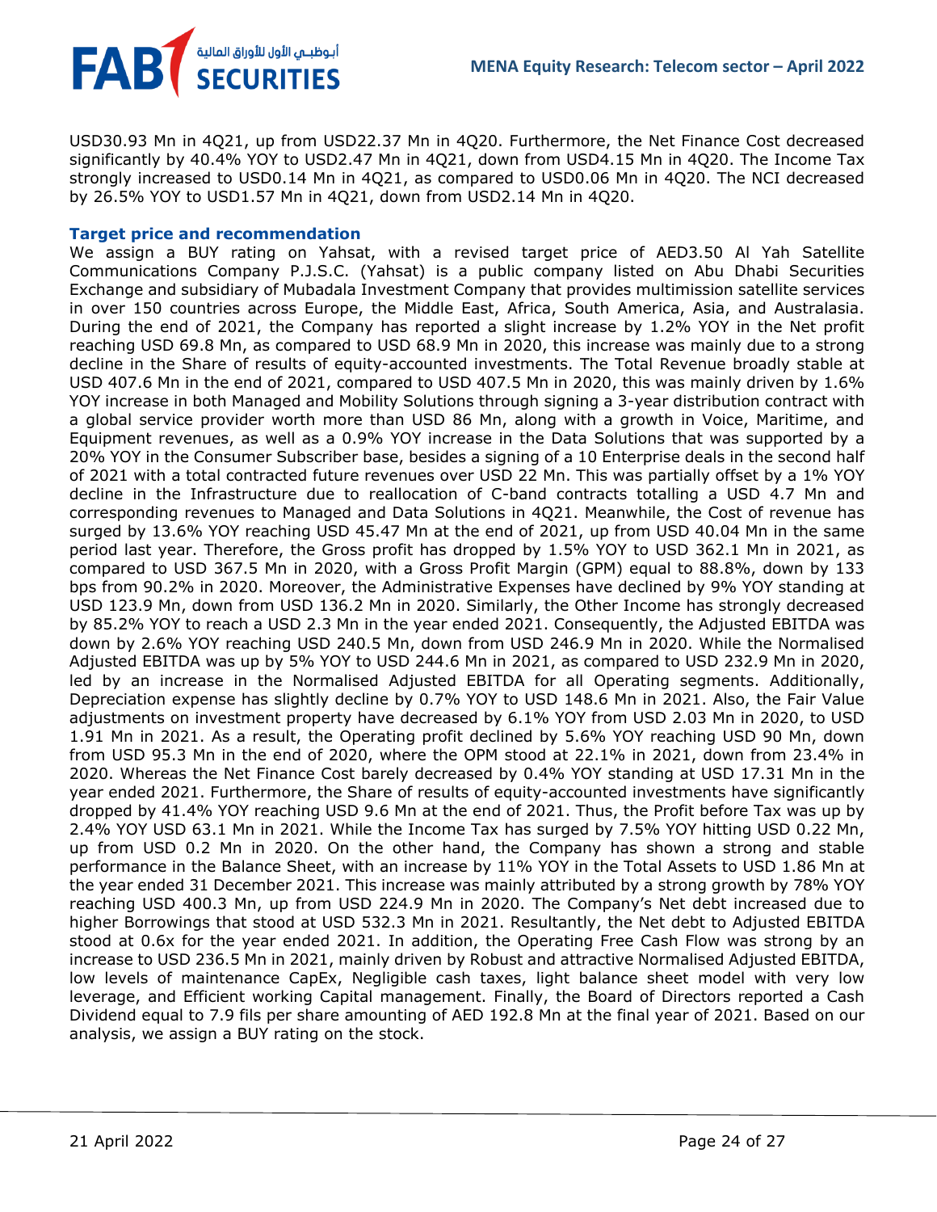USD30.93 Mn in 4Q21, up from USD22.37 Mn in 4Q20. Furthermore, the Net Finance Cost decreased significantly by 40.4% YOY to USD2.47 Mn in 4Q21, down from USD4.15 Mn in 4Q20. The Income Tax strongly increased to USD0.14 Mn in 4Q21, as compared to USD0.06 Mn in 4Q20. The NCI decreased by 26.5% YOY to USD1.57 Mn in 4Q21, down from USD2.14 Mn in 4Q20.

**Target price and recommendation**

We assign a BUY rating on Yahsat, with a revised target price of AED3.50 Al Yah Satellite Communications Company P.J.S.C. (Yahsat) is a public company listed on Abu Dhabi Securities Exchange and subsidiary of Mubadala Investment Company that provides multimission satellite services in over 150 countries across Europe, the Middle East, Africa, South America, Asia, and Australasia. During the end of 2021, the Company has reported a slight increase by 1.2% YOY in the Net profit reaching USD 69.8 Mn, as compared to USD 68.9 Mn in 2020, this increase was mainly due to a strong decline in the Share of results of equity-accounted investments. The Total Revenue broadly stable at USD 407.6 Mn in the end of 2021, compared to USD 407.5 Mn in 2020, this was mainly driven by 1.6% YOY increase in both Managed and Mobility Solutions through signing a 3-year distribution contract with a global service provider worth more than USD 86 Mn, along with a growth in Voice, Maritime, and Equipment revenues, as well as a 0.9% YOY increase in the Data Solutions that was supported by a 20% YOY in the Consumer Subscriber base, besides a signing of a 10 Enterprise deals in the second half of 2021 with a total contracted future revenues over USD 22 Mn. This was partially offset by a 1% YOY decline in the Infrastructure due to reallocation of C-band contracts totalling a USD 4.7 Mn and corresponding revenues to Managed and Data Solutions in 4Q21. Meanwhile, the Cost of revenue has surged by 13.6% YOY reaching USD 45.47 Mn at the end of 2021, up from USD 40.04 Mn in the same period last year. Therefore, the Gross profit has dropped by 1.5% YOY to USD 362.1 Mn in 2021, as compared to USD 367.5 Mn in 2020, with a Gross Profit Margin (GPM) equal to 88.8%, down by 133 bps from 90.2% in 2020. Moreover, the Administrative Expenses have declined by 9% YOY standing at USD 123.9 Mn, down from USD 136.2 Mn in 2020. Similarly, the Other Income has strongly decreased by 85.2% YOY to reach a USD 2.3 Mn in the year ended 2021. Consequently, the Adjusted EBITDA was down by 2.6% YOY reaching USD 240.5 Mn, down from USD 246.9 Mn in 2020. While the Normalised Adjusted EBITDA was up by 5% YOY to USD 244.6 Mn in 2021, as compared to USD 232.9 Mn in 2020, led by an increase in the Normalised Adjusted EBITDA for all Operating segments. Additionally, Depreciation expense has slightly decline by 0.7% YOY to USD 148.6 Mn in 2021. Also, the Fair Value adjustments on investment property have decreased by 6.1% YOY from USD 2.03 Mn in 2020, to USD 1.91 Mn in 2021. As a result, the Operating profit declined by 5.6% YOY reaching USD 90 Mn, down from USD 95.3 Mn in the end of 2020, where the OPM stood at 22.1% in 2021, down from 23.4% in 2020. Whereas the Net Finance Cost barely decreased by 0.4% YOY standing at USD 17.31 Mn in the year ended 2021. Furthermore, the Share of results of equity-accounted investments have significantly dropped by 41.4% YOY reaching USD 9.6 Mn at the end of 2021. Thus, the Profit before Tax was up by 2.4% YOY USD 63.1 Mn in 2021. While the Income Tax has surged by 7.5% YOY hitting USD 0.22 Mn, up from USD 0.2 Mn in 2020. On the other hand, the Company has shown a strong and stable performance in the Balance Sheet, with an increase by 11% YOY in the Total Assets to USD 1.86 Mn at the year ended 31 December 2021. This increase was mainly attributed by a strong growth by 78% YOY reaching USD 400.3 Mn, up from USD 224.9 Mn in 2020. The Company's Net debt increased due to higher Borrowings that stood at USD 532.3 Mn in 2021. Resultantly, the Net debt to Adjusted EBITDA stood at 0.6x for the year ended 2021. In addition, the Operating Free Cash Flow was strong by an increase to USD 236.5 Mn in 2021, mainly driven by Robust and attractive Normalised Adjusted EBITDA, low levels of maintenance CapEx, Negligible cash taxes, light balance sheet model with very low leverage, and Efficient working Capital management. Finally, the Board of Directors reported a Cash Dividend equal to 7.9 fils per share amounting of AED 192.8 Mn at the final year of 2021. Based on our analysis, we assign a BUY rating on the stock.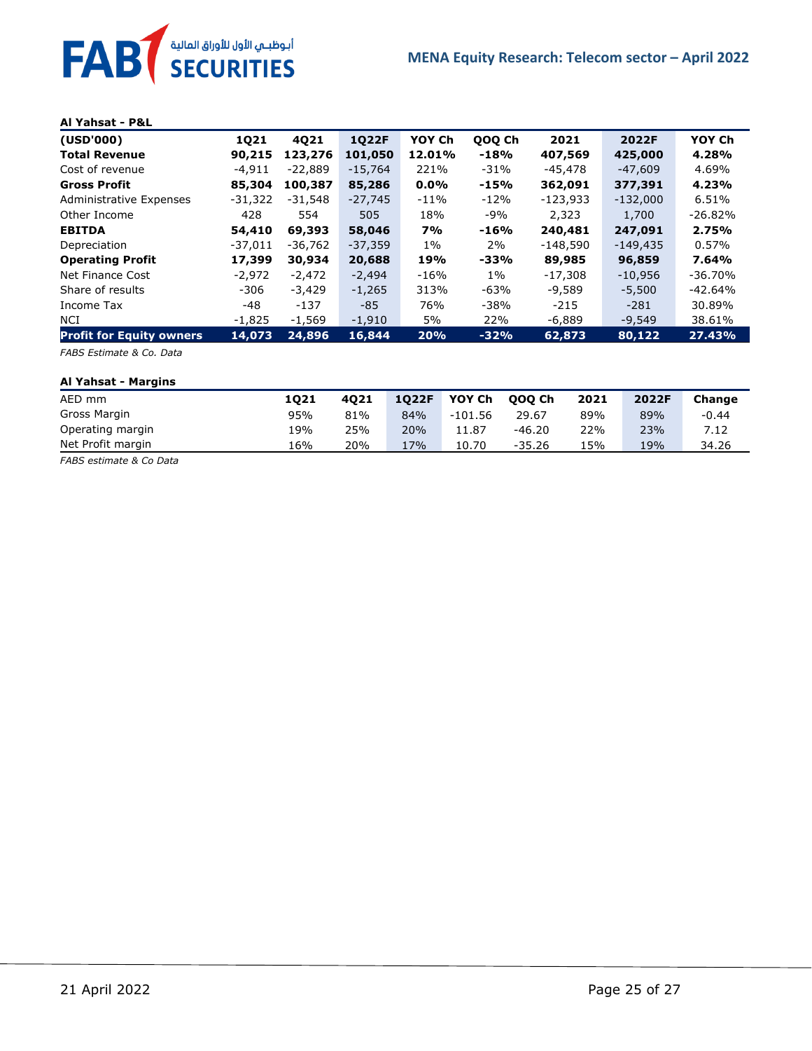**Al Yahsat - P&L**

| (USD'000) | 1Q21 | 4Q21 | 1Q22F | YOY Ch | QOQ Ch | 2021 | 2022F | YOY Ch |
|---|---|---|---|---|---|---|---|---|
| **Total Revenue** | **90,215** | **123,276** | **101,050** | **12.01%** | **-18%** | **407,569** | **425,000** | **4.28%** |
| Cost of revenue | -4,911 | -22,889 | -15,764 | 221% | -31% | -45,478 | -47,609 | 4.69% |
| **Gross Profit** | **85,304** | **100,387** | **85,286** | **0.0%** | **-15%** | **362,091** | **377,391** | **4.23%** |
| Administrative Expenses | -31,322 | -31,548 | -27,745 | -11% | -12% | -123,933 | -132,000 | 6.51% |
| Other Income | 428 | 554 | 505 | 18% | -9% | 2,323 | 1,700 | -26.82% |
| **EBITDA** | **54,410** | **69,393** | **58,046** | **7%** | **-16%** | **240,481** | **247,091** | **2.75%** |
| Depreciation | -37,011 | -36,762 | -37,359 | 1% | 2% | -148,590 | -149,435 | 0.57% |
| **Operating Profit** | **17,399** | **30,934** | **20,688** | **19%** | **-33%** | **89,985** | **96,859** | **7.64%** |
| Net Finance Cost | -2,972 | -2,472 | -2,494 | -16% | 1% | -17,308 | -10,956 | -36.70% |
| Share of results | -306 | -3,429 | -1,265 | 313% | -63% | -9,589 | -5,500 | -42.64% |
| Income Tax | -48 | -137 | -85 | 76% | -38% | -215 | -281 | 30.89% |
| NCI | -1,825 | -1,569 | -1,910 | 5% | 22% | -6,889 | -9,549 | 38.61% |
| **Profit for Equity owners** | **14,073** | **24,896** | **16,844** | **20%** | **-32%** | **62,873** | **80,122** | **27.43%** |

*FABS Estimate & Co. Data*

**Al Yahsat - Margins**

| AED mm | 1Q21 | 4Q21 | 1Q22F | YOY Ch | QOQ Ch | 2021 | 2022F | Change |
|---|---|---|---|---|---|---|---|---|
| Gross Margin | 95% | 81% | 84% | -101.56 | 29.67 | 89% | 89% | -0.44 |
| Operating margin | 19% | 25% | 20% | 11.87 | -46.20 | 22% | 23% | 7.12 |
| Net Profit margin | 16% | 20% | 17% | 10.70 | -35.26 | 15% | 19% | 34.26 |

*FABS estimate & Co Data*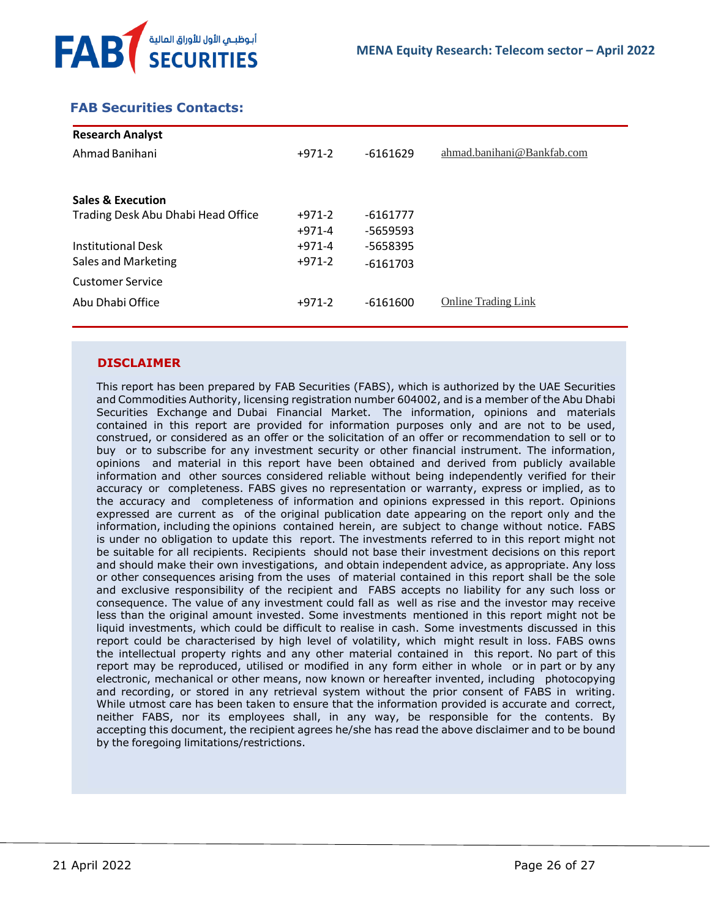## FAB Securities Contacts:

| | | | |
|---|---|---|---|
| **Research Analyst** | | | |
| Ahmad Banihani | +971-2 | -6161629 | ahmad.banihani@Bankfab.com |
| | | | |
| **Sales & Execution** | | | |
| Trading Desk Abu Dhabi Head Office | +971-2 | -6161777 | |
| | +971-4 | -5659593 | |
| Institutional Desk | +971-4 | -5658395 | |
| Sales and Marketing | +971-2 | -6161703 | |
| Customer Service | | | |
| Abu Dhabi Office | +971-2 | -6161600 | Online Trading Link |

### DISCLAIMER

This report has been prepared by FAB Securities (FABS), which is authorized by the UAE Securities and Commodities Authority, licensing registration number 604002, and is a member of the Abu Dhabi Securities Exchange and Dubai Financial Market. The information, opinions and materials contained in this report are provided for information purposes only and are not to be used, construed, or considered as an offer or the solicitation of an offer or recommendation to sell or to buy or to subscribe for any investment security or other financial instrument. The information, opinions and material in this report have been obtained and derived from publicly available information and other sources considered reliable without being independently verified for their accuracy or completeness. FABS gives no representation or warranty, express or implied, as to the accuracy and completeness of information and opinions expressed in this report. Opinions expressed are current as of the original publication date appearing on the report only and the information, including the opinions contained herein, are subject to change without notice. FABS is under no obligation to update this report. The investments referred to in this report might not be suitable for all recipients. Recipients should not base their investment decisions on this report and should make their own investigations, and obtain independent advice, as appropriate. Any loss or other consequences arising from the uses of material contained in this report shall be the sole and exclusive responsibility of the recipient and FABS accepts no liability for any such loss or consequence. The value of any investment could fall as well as rise and the investor may receive less than the original amount invested. Some investments mentioned in this report might not be liquid investments, which could be difficult to realise in cash. Some investments discussed in this report could be characterised by high level of volatility, which might result in loss. FABS owns the intellectual property rights and any other material contained in this report. No part of this report may be reproduced, utilised or modified in any form either in whole or in part or by any electronic, mechanical or other means, now known or hereafter invented, including photocopying and recording, or stored in any retrieval system without the prior consent of FABS in writing. While utmost care has been taken to ensure that the information provided is accurate and correct, neither FABS, nor its employees shall, in any way, be responsible for the contents. By accepting this document, the recipient agrees he/she has read the above disclaimer and to be bound by the foregoing limitations/restrictions.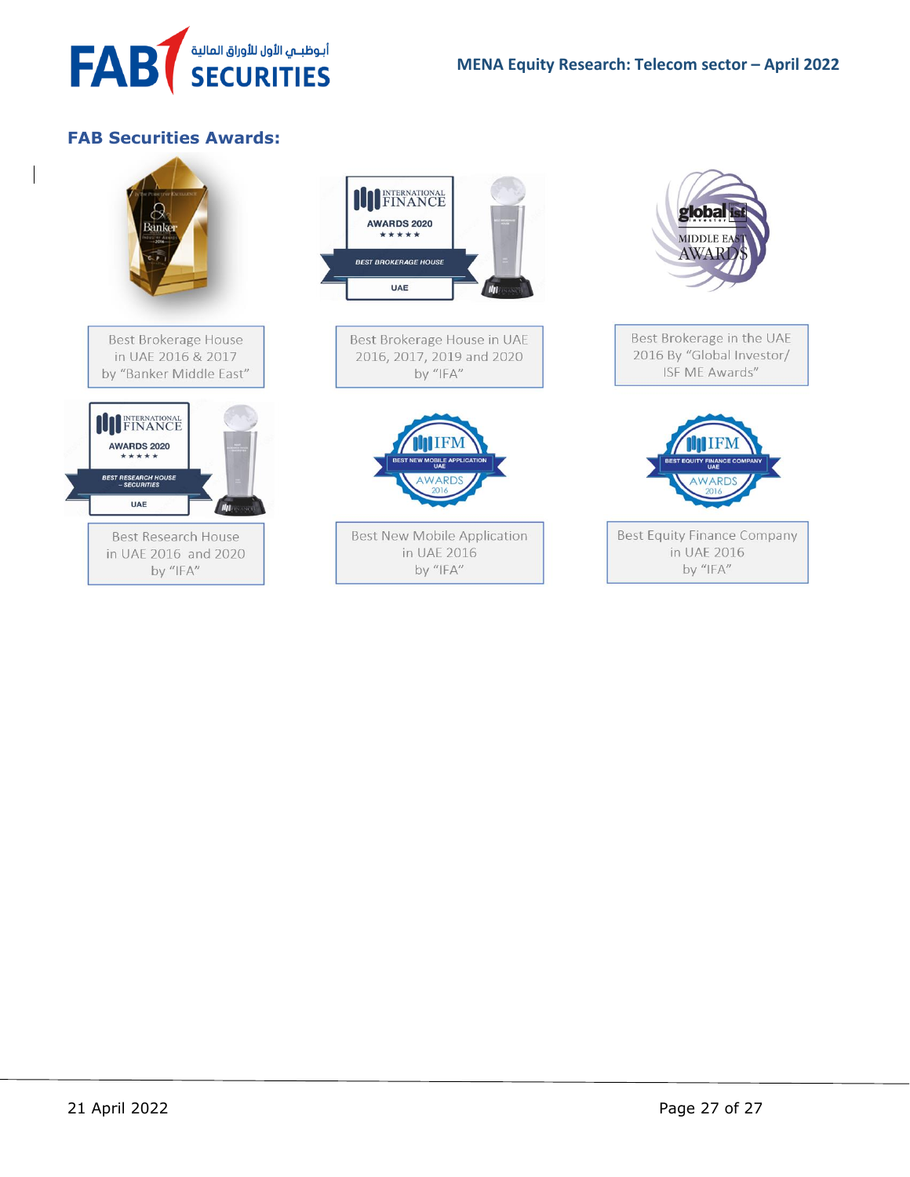## FAB Securities Awards:

Best Brokerage House in UAE 2016 & 2017 by "Banker Middle East"

Best Brokerage House in UAE 2016, 2017, 2019 and 2020 by "IFA"

Best Brokerage in the UAE 2016 By "Global Investor/ ISF ME Awards"

Best Research House in UAE 2016 and 2020 by "IFA"

Best New Mobile Application in UAE 2016 by "IFA"

Best Equity Finance Company in UAE 2016 by "IFA"